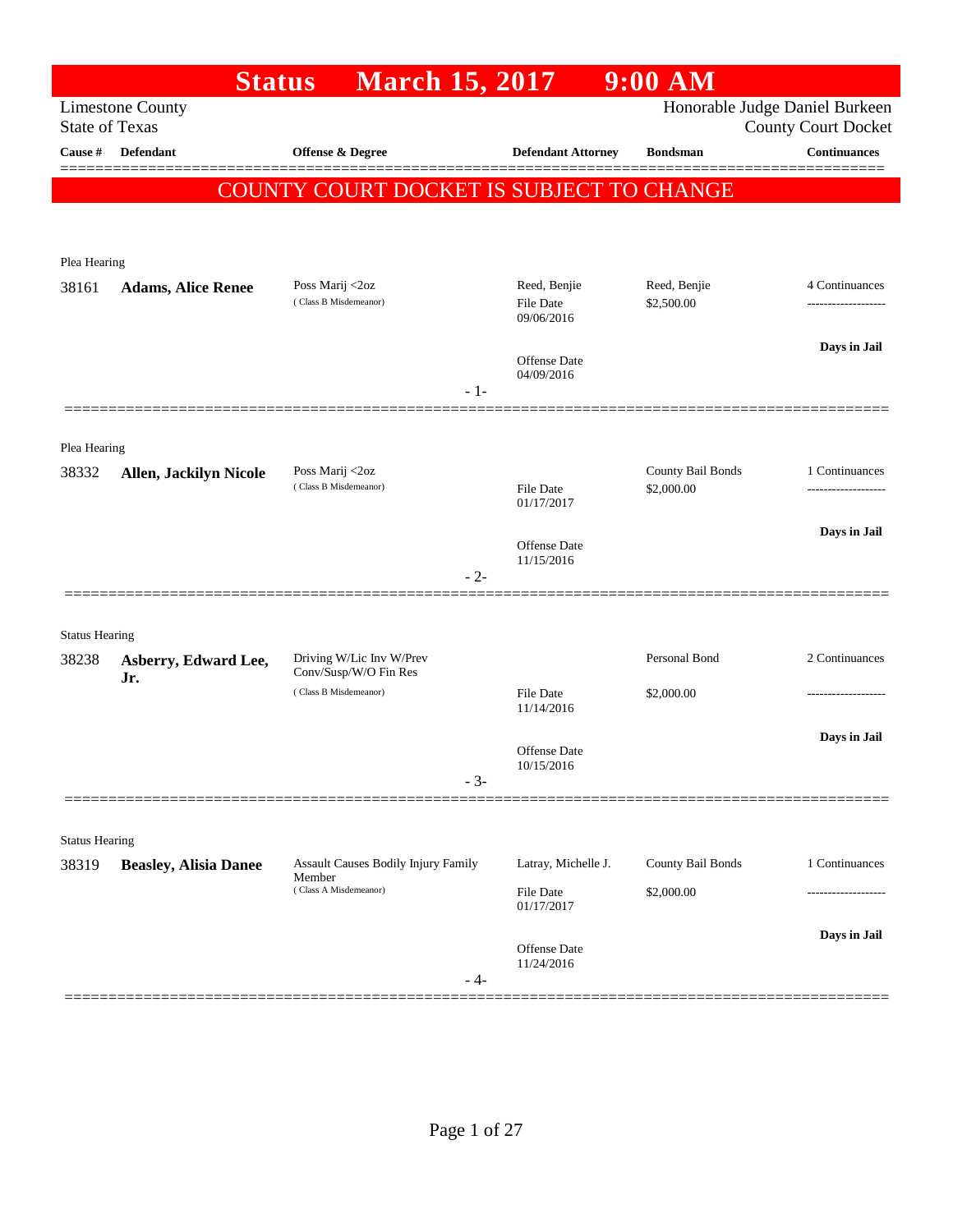# Status March 15, 2017 9:00 AM

Limestone County
State of Texas

Honorable Judge Daniel Burkeen
County Court Docket

| Cause # | Defendant | Offense & Degree | Defendant Attorney | Bondsman | Continuances |
|---|---|---|---|---|---|

**COUNTY COURT DOCKET IS SUBJECT TO CHANGE**

---

Plea Hearing

| Cause # | Defendant | Offense & Degree | Defendant Attorney | Bondsman | Continuances |
|---|---|---|---|---|---|
| 38161 | **Adams, Alice Renee** | Poss Marij <2oz (Class B Misdemeanor) | Reed, Benjie<br>File Date 09/06/2016<br>Offense Date 04/09/2016 | Reed, Benjie<br>$2,500.00 | 4 Continuances<br>Days in Jail |

- 1-

---

Plea Hearing

| Cause # | Defendant | Offense & Degree | Defendant Attorney | Bondsman | Continuances |
|---|---|---|---|---|---|
| 38332 | **Allen, Jackilyn Nicole** | Poss Marij <2oz (Class B Misdemeanor) | File Date 01/17/2017<br>Offense Date 11/15/2016 | County Bail Bonds<br>$2,000.00 | 1 Continuances<br>Days in Jail |

- 2-

---

Status Hearing

| Cause # | Defendant | Offense & Degree | Defendant Attorney | Bondsman | Continuances |
|---|---|---|---|---|---|
| 38238 | **Asberry, Edward Lee, Jr.** | Driving W/Lic Inv W/Prev Conv/Susp/W/O Fin Res (Class B Misdemeanor) | File Date 11/14/2016<br>Offense Date 10/15/2016 | Personal Bond<br>$2,000.00 | 2 Continuances<br>Days in Jail |

- 3-

---

Status Hearing

| Cause # | Defendant | Offense & Degree | Defendant Attorney | Bondsman | Continuances |
|---|---|---|---|---|---|
| 38319 | **Beasley, Alisia Danee** | Assault Causes Bodily Injury Family Member (Class A Misdemeanor) | Latray, Michelle J.<br>File Date 01/17/2017<br>Offense Date 11/24/2016 | County Bail Bonds<br>$2,000.00 | 1 Continuances<br>Days in Jail |

- 4-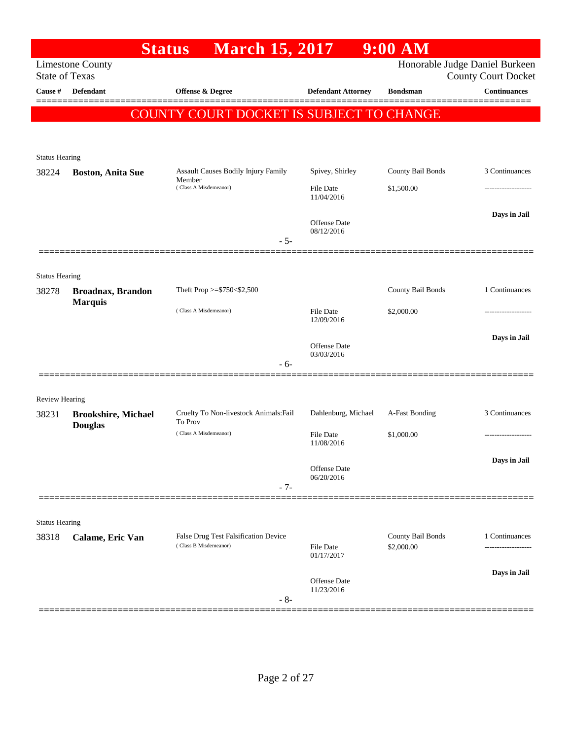# Status March 15, 2017 9:00 AM

Limestone County
State of Texas

Honorable Judge Daniel Burkeen
County Court Docket

| Cause # | Defendant | Offense & Degree | Defendant Attorney | Bondsman | Continuances |
|---|---|---|---|---|---|

## COUNTY COURT DOCKET IS SUBJECT TO CHANGE

**Status Hearing**

| Cause # | Defendant | Offense & Degree | Defendant Attorney | Bondsman | Continuances |
|---|---|---|---|---|---|
| 38224 | **Boston, Anita Sue** | Assault Causes Bodily Injury Family Member (Class A Misdemeanor) | Spivey, Shirley | County Bail Bonds | 3 Continuances |
| | | | File Date 11/04/2016 | $1,500.00 | ------------------- |
| | | | Offense Date 08/12/2016 | | **Days in Jail** |

- 5-

**Status Hearing**

| Cause # | Defendant | Offense & Degree | Defendant Attorney | Bondsman | Continuances |
|---|---|---|---|---|---|
| 38278 | **Broadnax, Brandon Marquis** | Theft Prop >=$750<$2,500 (Class A Misdemeanor) | | County Bail Bonds | 1 Continuances |
| | | | File Date 12/09/2016 | $2,000.00 | ------------------- |
| | | | Offense Date 03/03/2016 | | **Days in Jail** |

- 6-

**Review Hearing**

| Cause # | Defendant | Offense & Degree | Defendant Attorney | Bondsman | Continuances |
|---|---|---|---|---|---|
| 38231 | **Brookshire, Michael Douglas** | Cruelty To Non-livestock Animals:Fail To Prov (Class A Misdemeanor) | Dahlenburg, Michael | A-Fast Bonding | 3 Continuances |
| | | | File Date 11/08/2016 | $1,000.00 | ------------------- |
| | | | Offense Date 06/20/2016 | | **Days in Jail** |

- 7-

**Status Hearing**

| Cause # | Defendant | Offense & Degree | Defendant Attorney | Bondsman | Continuances |
|---|---|---|---|---|---|
| 38318 | **Calame, Eric Van** | False Drug Test Falsification Device (Class B Misdemeanor) | | County Bail Bonds | 1 Continuances |
| | | | File Date 01/17/2017 | $2,000.00 | ------------------- |
| | | | Offense Date 11/23/2016 | | **Days in Jail** |

- 8-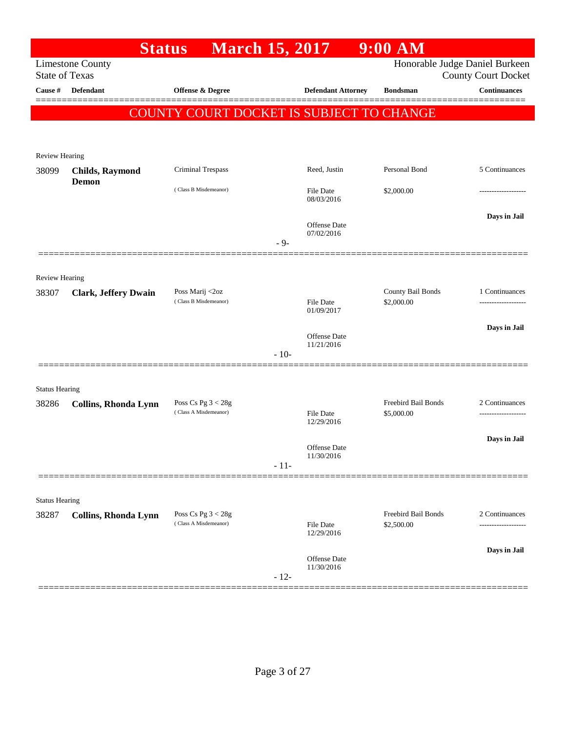# Status March 15, 2017 9:00 AM

Limestone County
State of Texas

Honorable Judge Daniel Burkeen
County Court Docket

| Cause # | Defendant | Offense & Degree | Defendant Attorney | Bondsman | Continuances |
|---|---|---|---|---|---|

**COUNTY COURT DOCKET IS SUBJECT TO CHANGE**

---

Review Hearing

| Cause # | Defendant | Offense & Degree | Defendant Attorney | Bondsman | Continuances |
|---|---|---|---|---|---|
| 38099 | **Childs, Raymond Demon** | Criminal Trespass (Class B Misdemeanor) | Reed, Justin | Personal Bond | 5 Continuances |
| | | | File Date 08/03/2016 | $2,000.00 | ------------------- |
| | | | Offense Date 07/02/2016 | | **Days in Jail** |

- 9-

---

Review Hearing

| Cause # | Defendant | Offense & Degree | Defendant Attorney | Bondsman | Continuances |
|---|---|---|---|---|---|
| 38307 | **Clark, Jeffery Dwain** | Poss Marij <2oz (Class B Misdemeanor) | | County Bail Bonds | 1 Continuances |
| | | | File Date 01/09/2017 | $2,000.00 | ------------------- |
| | | | Offense Date 11/21/2016 | | **Days in Jail** |

- 10-

---

Status Hearing

| Cause # | Defendant | Offense & Degree | Defendant Attorney | Bondsman | Continuances |
|---|---|---|---|---|---|
| 38286 | **Collins, Rhonda Lynn** | Poss Cs Pg 3 < 28g (Class A Misdemeanor) | | Freebird Bail Bonds | 2 Continuances |
| | | | File Date 12/29/2016 | $5,000.00 | ------------------- |
| | | | Offense Date 11/30/2016 | | **Days in Jail** |

- 11-

---

Status Hearing

| Cause # | Defendant | Offense & Degree | Defendant Attorney | Bondsman | Continuances |
|---|---|---|---|---|---|
| 38287 | **Collins, Rhonda Lynn** | Poss Cs Pg 3 < 28g (Class A Misdemeanor) | | Freebird Bail Bonds | 2 Continuances |
| | | | File Date 12/29/2016 | $2,500.00 | ------------------- |
| | | | Offense Date 11/30/2016 | | **Days in Jail** |

- 12-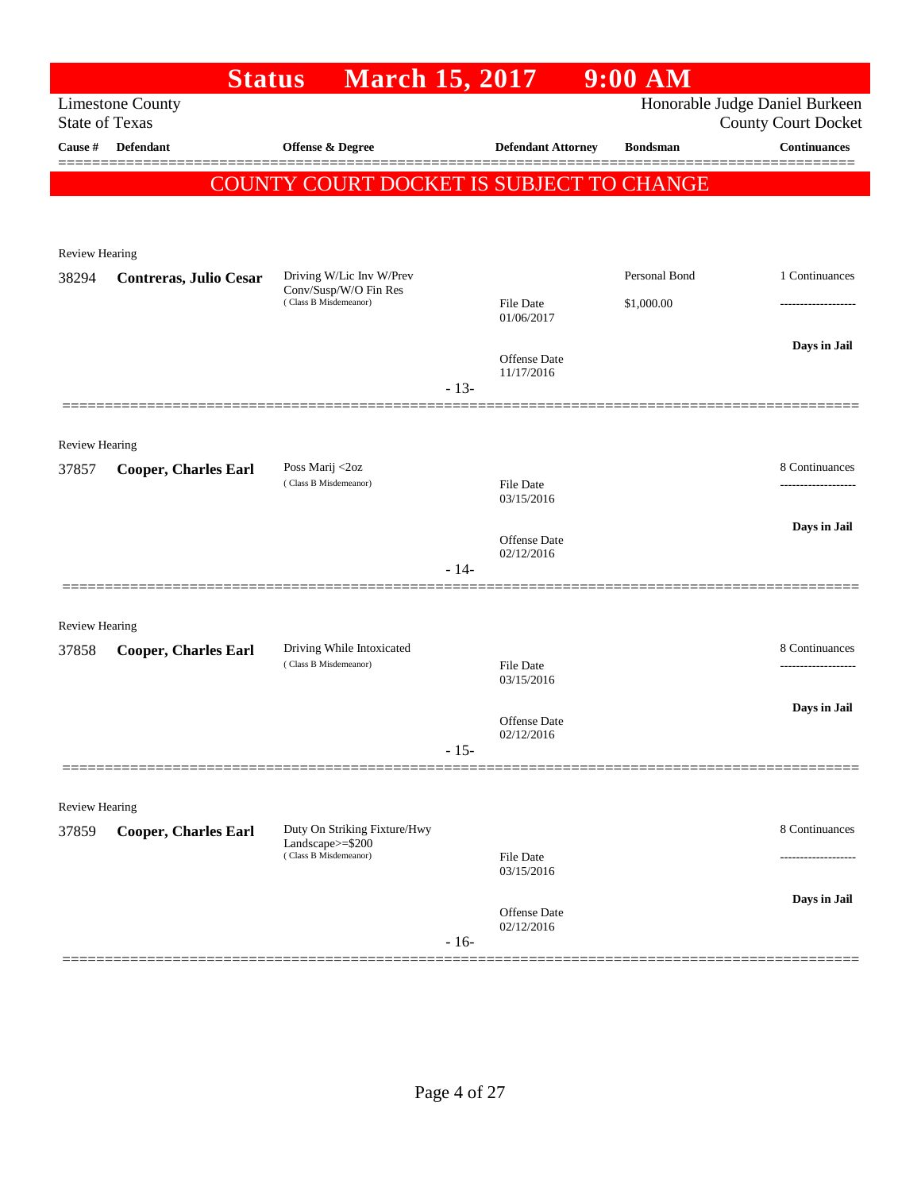# Status March 15, 2017 9:00 AM

Limestone County
State of Texas

Honorable Judge Daniel Burkeen
County Court Docket

| Cause # | Defendant | Offense & Degree | Defendant Attorney | Bondsman | Continuances |
|---|---|---|---|---|---|

**COUNTY COURT DOCKET IS SUBJECT TO CHANGE**

---

Review Hearing

| Cause # | Defendant | Offense & Degree | Defendant Attorney | Bondsman | Continuances |
|---|---|---|---|---|---|
| 38294 | **Contreras, Julio Cesar** | Driving W/Lic Inv W/Prev Conv/Susp/W/O Fin Res (Class B Misdemeanor) | File Date 01/06/2017<br>Offense Date 11/17/2016 | Personal Bond<br>$1,000.00 | 1 Continuances<br>-------------------<br>**Days in Jail** |

- 13-

---

Review Hearing

| Cause # | Defendant | Offense & Degree | Defendant Attorney | Bondsman | Continuances |
|---|---|---|---|---|---|
| 37857 | **Cooper, Charles Earl** | Poss Marij <2oz (Class B Misdemeanor) | File Date 03/15/2016<br>Offense Date 02/12/2016 | | 8 Continuances<br>-------------------<br>**Days in Jail** |

- 14-

---

Review Hearing

| Cause # | Defendant | Offense & Degree | Defendant Attorney | Bondsman | Continuances |
|---|---|---|---|---|---|
| 37858 | **Cooper, Charles Earl** | Driving While Intoxicated (Class B Misdemeanor) | File Date 03/15/2016<br>Offense Date 02/12/2016 | | 8 Continuances<br>-------------------<br>**Days in Jail** |

- 15-

---

Review Hearing

| Cause # | Defendant | Offense & Degree | Defendant Attorney | Bondsman | Continuances |
|---|---|---|---|---|---|
| 37859 | **Cooper, Charles Earl** | Duty On Striking Fixture/Hwy Landscape>=$200 (Class B Misdemeanor) | File Date 03/15/2016<br>Offense Date 02/12/2016 | | 8 Continuances<br>-------------------<br>**Days in Jail** |

- 16-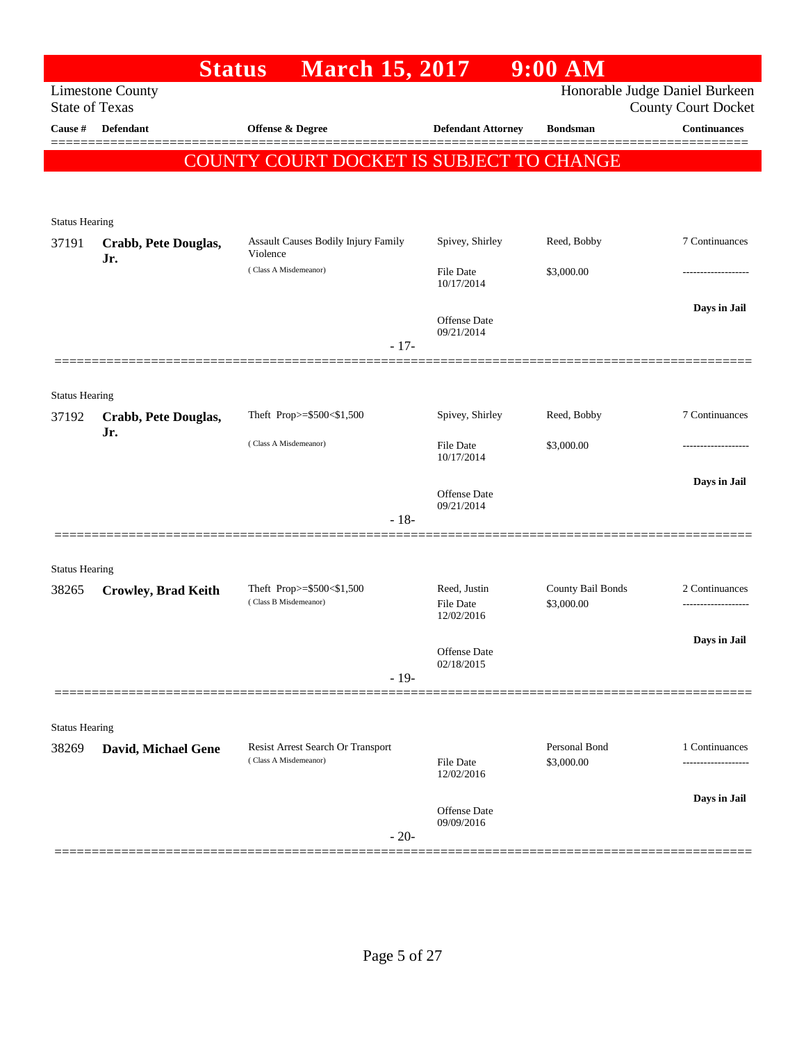# Status March 15, 2017 9:00 AM

Limestone County
State of Texas

Honorable Judge Daniel Burkeen
County Court Docket

**COUNTY COURT DOCKET IS SUBJECT TO CHANGE**

| Cause # | Defendant | Offense & Degree | Defendant Attorney | Bondsman | Continuances |
|---|---|---|---|---|---|
| Status Hearing | | | | | |
| 37191 | **Crabb, Pete Douglas, Jr.** | Assault Causes Bodily Injury Family Violence (Class A Misdemeanor) | Spivey, Shirley<br>File Date 10/17/2014<br>Offense Date 09/21/2014 | Reed, Bobby<br>$3,000.00 | 7 Continuances<br>-------------------<br>**Days in Jail** |
| | | - 17- | | | |
| Status Hearing | | | | | |
| 37192 | **Crabb, Pete Douglas, Jr.** | Theft Prop>=$500<$1,500 (Class A Misdemeanor) | Spivey, Shirley<br>File Date 10/17/2014<br>Offense Date 09/21/2014 | Reed, Bobby<br>$3,000.00 | 7 Continuances<br>-------------------<br>**Days in Jail** |
| | | - 18- | | | |
| Status Hearing | | | | | |
| 38265 | **Crowley, Brad Keith** | Theft Prop>=$500<$1,500 (Class B Misdemeanor) | Reed, Justin<br>File Date 12/02/2016<br>Offense Date 02/18/2015 | County Bail Bonds<br>$3,000.00 | 2 Continuances<br>-------------------<br>**Days in Jail** |
| | | - 19- | | | |
| Status Hearing | | | | | |
| 38269 | **David, Michael Gene** | Resist Arrest Search Or Transport (Class A Misdemeanor) | File Date 12/02/2016<br>Offense Date 09/09/2016 | Personal Bond<br>$3,000.00 | 1 Continuances<br>-------------------<br>**Days in Jail** |
| | | - 20- | | | |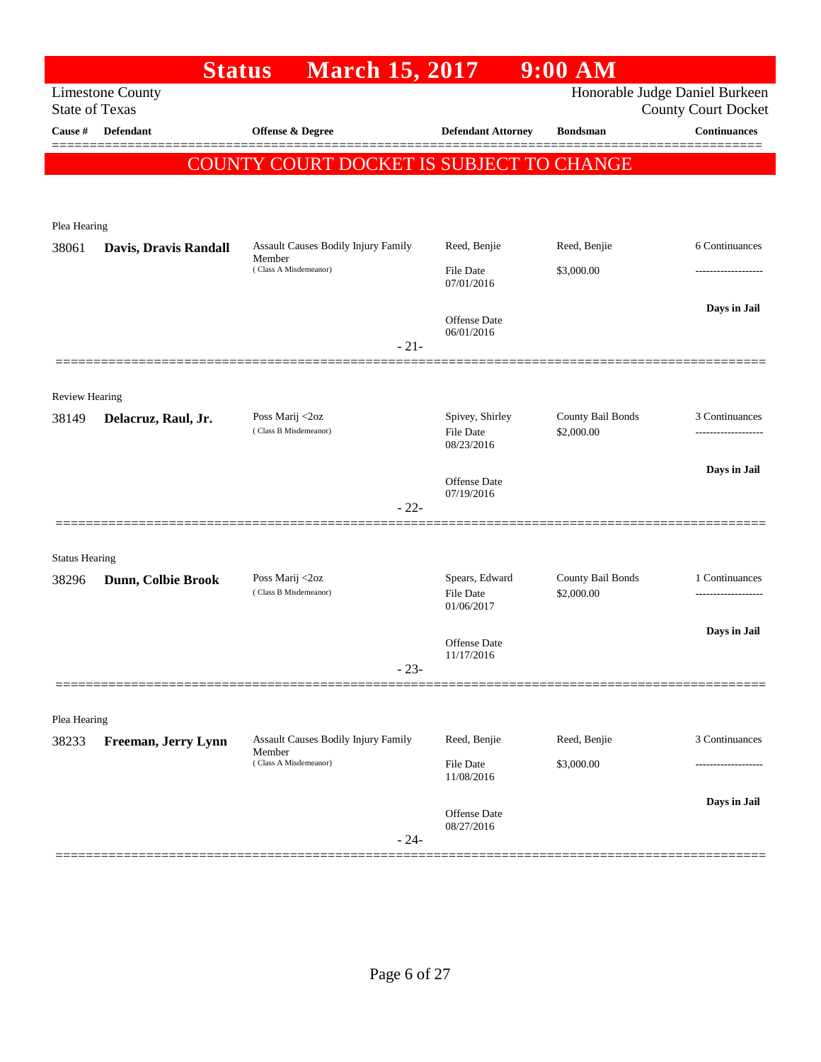# Status March 15, 2017 9:00 AM

Limestone County
State of Texas

Honorable Judge Daniel Burkeen
County Court Docket

| Cause # | Defendant | Offense & Degree | Defendant Attorney | Bondsman | Continuances |
|---|---|---|---|---|---|

**COUNTY COURT DOCKET IS SUBJECT TO CHANGE**

Plea Hearing

| Cause # | Defendant | Offense & Degree | Defendant Attorney | Bondsman | Continuances |
|---|---|---|---|---|---|
| 38061 | **Davis, Dravis Randall** | Assault Causes Bodily Injury Family Member (Class A Misdemeanor) | Reed, Benjie<br>File Date 07/01/2016<br>Offense Date 06/01/2016 | Reed, Benjie<br>$3,000.00 | 6 Continuances<br>-------------------<br>**Days in Jail** |

- 21-

Review Hearing

| Cause # | Defendant | Offense & Degree | Defendant Attorney | Bondsman | Continuances |
|---|---|---|---|---|---|
| 38149 | **Delacruz, Raul, Jr.** | Poss Marij <2oz (Class B Misdemeanor) | Spivey, Shirley<br>File Date 08/23/2016<br>Offense Date 07/19/2016 | County Bail Bonds<br>$2,000.00 | 3 Continuances<br>-------------------<br>**Days in Jail** |

- 22-

Status Hearing

| Cause # | Defendant | Offense & Degree | Defendant Attorney | Bondsman | Continuances |
|---|---|---|---|---|---|
| 38296 | **Dunn, Colbie Brook** | Poss Marij <2oz (Class B Misdemeanor) | Spears, Edward<br>File Date 01/06/2017<br>Offense Date 11/17/2016 | County Bail Bonds<br>$2,000.00 | 1 Continuances<br>-------------------<br>**Days in Jail** |

- 23-

Plea Hearing

| Cause # | Defendant | Offense & Degree | Defendant Attorney | Bondsman | Continuances |
|---|---|---|---|---|---|
| 38233 | **Freeman, Jerry Lynn** | Assault Causes Bodily Injury Family Member (Class A Misdemeanor) | Reed, Benjie<br>File Date 11/08/2016<br>Offense Date 08/27/2016 | Reed, Benjie<br>$3,000.00 | 3 Continuances<br>-------------------<br>**Days in Jail** |

- 24-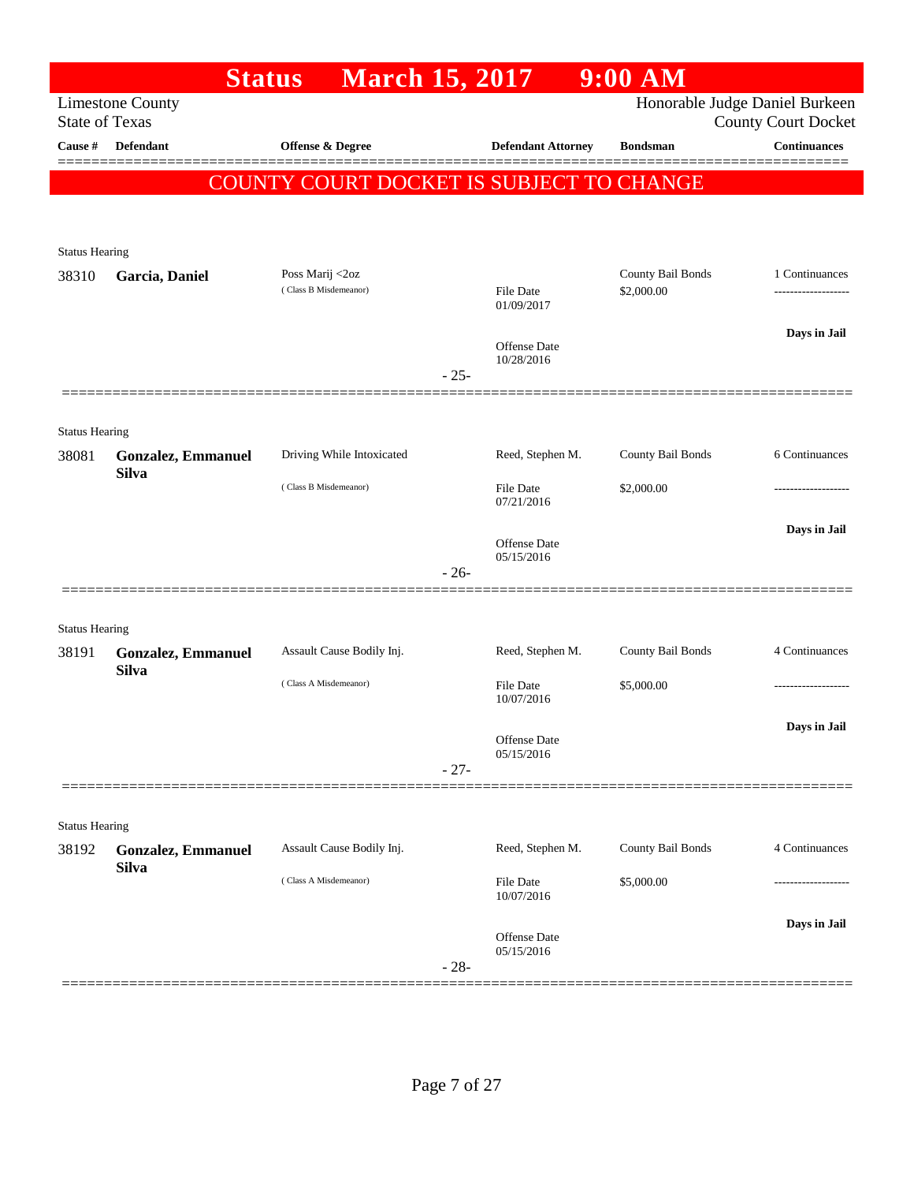# Status March 15, 2017 9:00 AM

Limestone County
State of Texas

Honorable Judge Daniel Burkeen
County Court Docket

| Cause # | Defendant | Offense & Degree | Defendant Attorney | Bondsman | Continuances |
|---|---|---|---|---|---|

COUNTY COURT DOCKET IS SUBJECT TO CHANGE

Status Hearing

| Cause # | Defendant | Offense & Degree | Defendant Attorney | Bondsman | Continuances |
|---|---|---|---|---|---|
| 38310 | **Garcia, Daniel** | Poss Marij <2oz (Class B Misdemeanor) | File Date 01/09/2017 Offense Date 10/28/2016 | County Bail Bonds $2,000.00 | 1 Continuances ------------------- Days in Jail |

- 25-

Status Hearing

| Cause # | Defendant | Offense & Degree | Defendant Attorney | Bondsman | Continuances |
|---|---|---|---|---|---|
| 38081 | **Gonzalez, Emmanuel Silva** | Driving While Intoxicated (Class B Misdemeanor) | Reed, Stephen M. File Date 07/21/2016 Offense Date 05/15/2016 | County Bail Bonds $2,000.00 | 6 Continuances ------------------- Days in Jail |

- 26-

Status Hearing

| Cause # | Defendant | Offense & Degree | Defendant Attorney | Bondsman | Continuances |
|---|---|---|---|---|---|
| 38191 | **Gonzalez, Emmanuel Silva** | Assault Cause Bodily Inj. (Class A Misdemeanor) | Reed, Stephen M. File Date 10/07/2016 Offense Date 05/15/2016 | County Bail Bonds $5,000.00 | 4 Continuances ------------------- Days in Jail |

- 27-

Status Hearing

| Cause # | Defendant | Offense & Degree | Defendant Attorney | Bondsman | Continuances |
|---|---|---|---|---|---|
| 38192 | **Gonzalez, Emmanuel Silva** | Assault Cause Bodily Inj. (Class A Misdemeanor) | Reed, Stephen M. File Date 10/07/2016 Offense Date 05/15/2016 | County Bail Bonds $5,000.00 | 4 Continuances ------------------- Days in Jail |

- 28-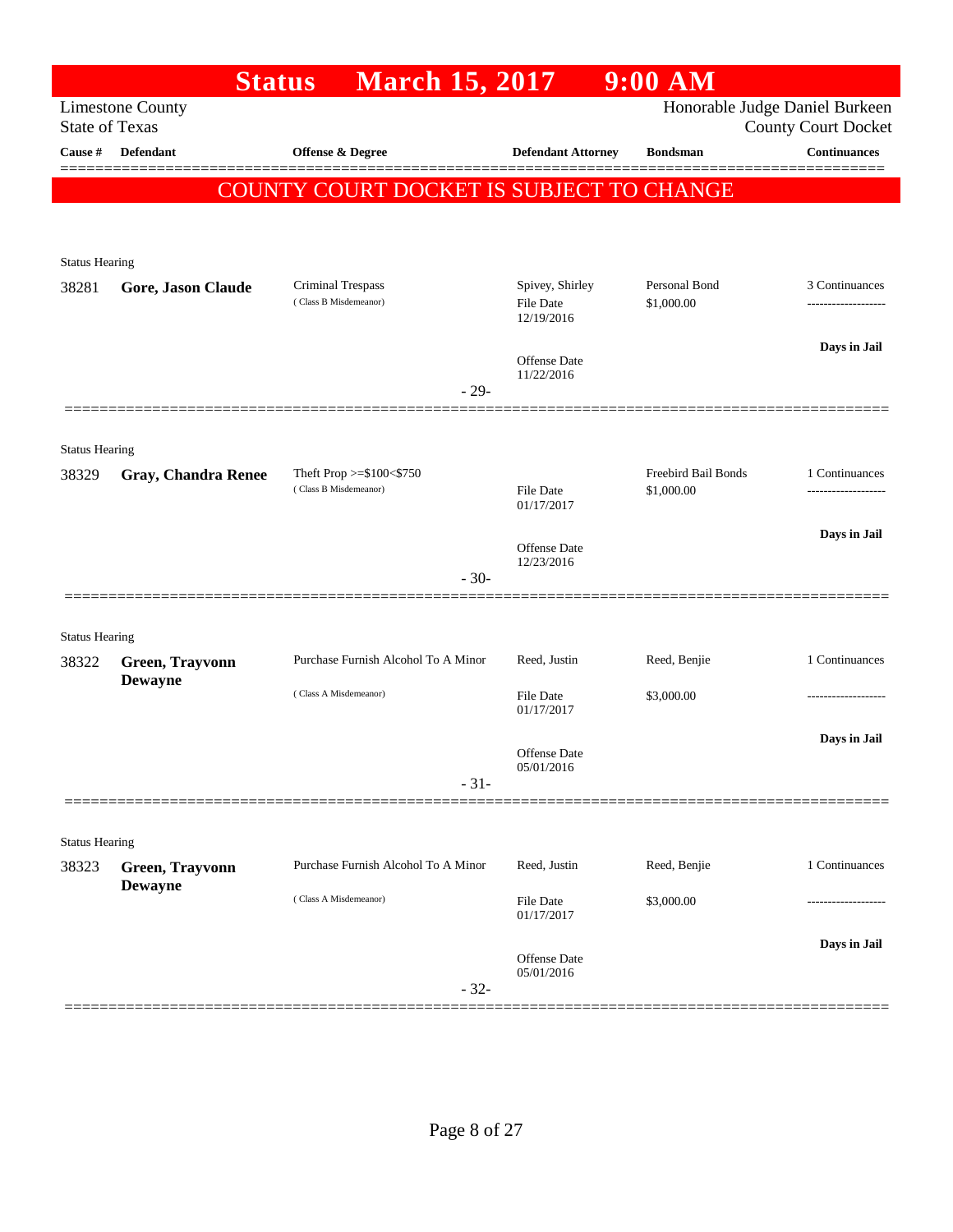# Status March 15, 2017 9:00 AM

Limestone County — Honorable Judge Daniel Burkeen
State of Texas — County Court Docket

| Cause # | Defendant | Offense & Degree | Defendant Attorney | Bondsman | Continuances |
|---|---|---|---|---|---|

**COUNTY COURT DOCKET IS SUBJECT TO CHANGE**

---

Status Hearing

| Cause # | Defendant | Offense & Degree | Defendant Attorney | Bondsman | Continuances |
|---|---|---|---|---|---|
| 38281 | **Gore, Jason Claude** | Criminal Trespass (Class B Misdemeanor) | Spivey, Shirley<br>File Date 12/19/2016<br>Offense Date 11/22/2016 | Personal Bond<br>$1,000.00 | 3 Continuances<br>-------------------<br>**Days in Jail** |

- 29-

---

Status Hearing

| Cause # | Defendant | Offense & Degree | Defendant Attorney | Bondsman | Continuances |
|---|---|---|---|---|---|
| 38329 | **Gray, Chandra Renee** | Theft Prop >=$100<$750 (Class B Misdemeanor) | File Date 01/17/2017<br>Offense Date 12/23/2016 | Freebird Bail Bonds<br>$1,000.00 | 1 Continuances<br>-------------------<br>**Days in Jail** |

- 30-

---

Status Hearing

| Cause # | Defendant | Offense & Degree | Defendant Attorney | Bondsman | Continuances |
|---|---|---|---|---|---|
| 38322 | **Green, Trayvonn Dewayne** | Purchase Furnish Alcohol To A Minor (Class A Misdemeanor) | Reed, Justin<br>File Date 01/17/2017<br>Offense Date 05/01/2016 | Reed, Benjie<br>$3,000.00 | 1 Continuances<br>-------------------<br>**Days in Jail** |

- 31-

---

Status Hearing

| Cause # | Defendant | Offense & Degree | Defendant Attorney | Bondsman | Continuances |
|---|---|---|---|---|---|
| 38323 | **Green, Trayvonn Dewayne** | Purchase Furnish Alcohol To A Minor (Class A Misdemeanor) | Reed, Justin<br>File Date 01/17/2017<br>Offense Date 05/01/2016 | Reed, Benjie<br>$3,000.00 | 1 Continuances<br>-------------------<br>**Days in Jail** |

- 32-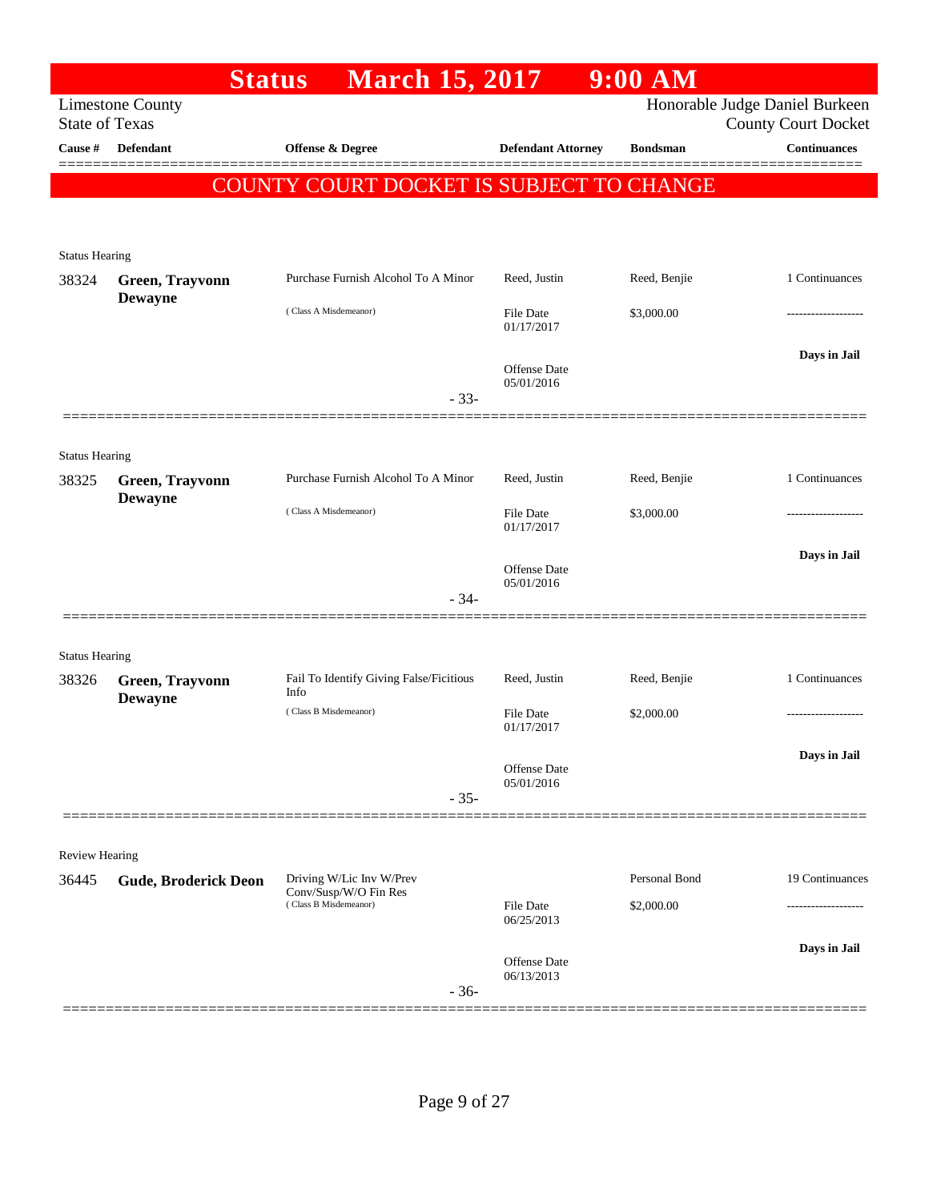# Status March 15, 2017 9:00 AM

Limestone County
State of Texas

Honorable Judge Daniel Burkeen
County Court Docket

| Cause # | Defendant | Offense & Degree | Defendant Attorney | Bondsman | Continuances |
|---|---|---|---|---|---|

**COUNTY COURT DOCKET IS SUBJECT TO CHANGE**

Status Hearing

| Cause # | Defendant | Offense & Degree | Defendant Attorney | Bondsman | Continuances |
|---|---|---|---|---|---|
| 38324 | **Green, Trayvonn Dewayne** | Purchase Furnish Alcohol To A Minor (Class A Misdemeanor) | Reed, Justin | Reed, Benjie | 1 Continuances |
| | | | File Date 01/17/2017 | $3,000.00 | ------------------- |
| | | | Offense Date 05/01/2016 | | **Days in Jail** |

- 33-

Status Hearing

| Cause # | Defendant | Offense & Degree | Defendant Attorney | Bondsman | Continuances |
|---|---|---|---|---|---|
| 38325 | **Green, Trayvonn Dewayne** | Purchase Furnish Alcohol To A Minor (Class A Misdemeanor) | Reed, Justin | Reed, Benjie | 1 Continuances |
| | | | File Date 01/17/2017 | $3,000.00 | ------------------- |
| | | | Offense Date 05/01/2016 | | **Days in Jail** |

- 34-

Status Hearing

| Cause # | Defendant | Offense & Degree | Defendant Attorney | Bondsman | Continuances |
|---|---|---|---|---|---|
| 38326 | **Green, Trayvonn Dewayne** | Fail To Identify Giving False/Ficitious Info (Class B Misdemeanor) | Reed, Justin | Reed, Benjie | 1 Continuances |
| | | | File Date 01/17/2017 | $2,000.00 | ------------------- |
| | | | Offense Date 05/01/2016 | | **Days in Jail** |

- 35-

Review Hearing

| Cause # | Defendant | Offense & Degree | Defendant Attorney | Bondsman | Continuances |
|---|---|---|---|---|---|
| 36445 | **Gude, Broderick Deon** | Driving W/Lic Inv W/Prev Conv/Susp/W/O Fin Res (Class B Misdemeanor) | | Personal Bond | 19 Continuances |
| | | | File Date 06/25/2013 | $2,000.00 | ------------------- |
| | | | Offense Date 06/13/2013 | | **Days in Jail** |

- 36-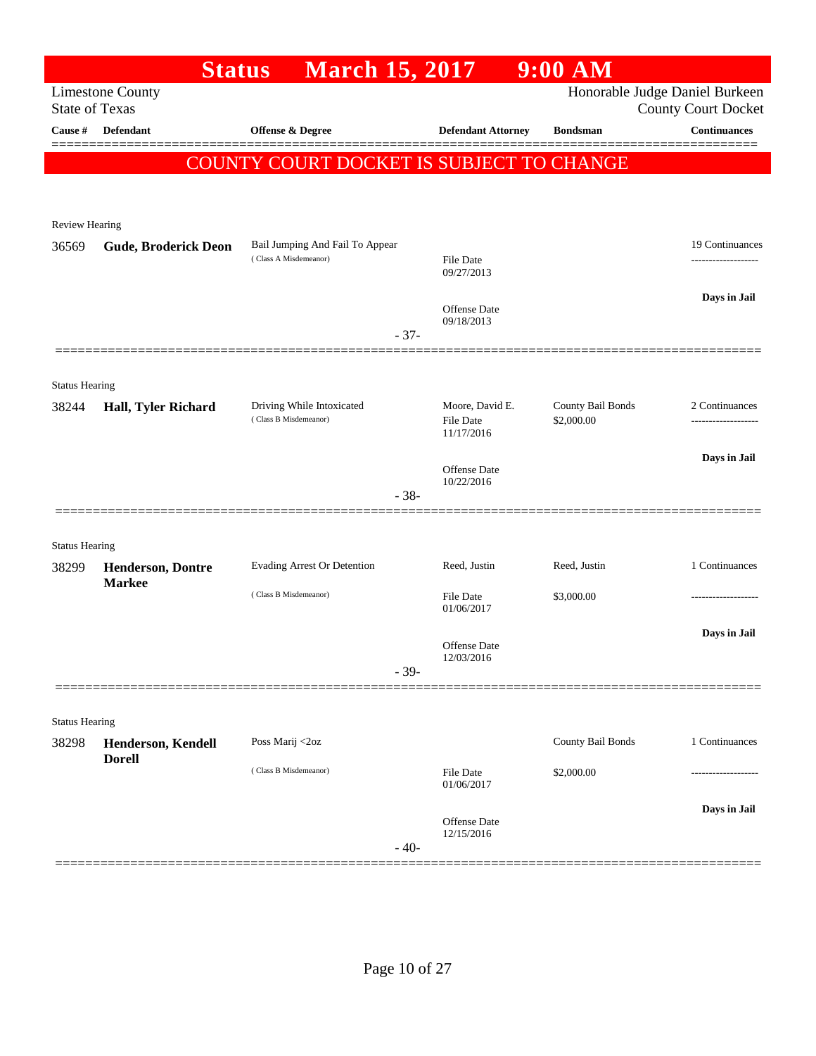# Status March 15, 2017 9:00 AM

Limestone County
State of Texas

Honorable Judge Daniel Burkeen
County Court Docket

**COUNTY COURT DOCKET IS SUBJECT TO CHANGE**

| Cause # | Defendant | Offense & Degree | Defendant Attorney | Bondsman | Continuances |
|---|---|---|---|---|---|
| **Review Hearing** | | | | | |
| 36569 | **Gude, Broderick Deon** | Bail Jumping And Fail To Appear (Class A Misdemeanor) | File Date 09/27/2013 | | 19 Continuances |
| | | | Offense Date 09/18/2013 | | Days in Jail |
| | | - 37- | | | |
| **Status Hearing** | | | | | |
| 38244 | **Hall, Tyler Richard** | Driving While Intoxicated (Class B Misdemeanor) | Moore, David E. File Date 11/17/2016 | County Bail Bonds $2,000.00 | 2 Continuances |
| | | | Offense Date 10/22/2016 | | Days in Jail |
| | | - 38- | | | |
| **Status Hearing** | | | | | |
| 38299 | **Henderson, Dontre Markee** | Evading Arrest Or Detention (Class B Misdemeanor) | Reed, Justin File Date 01/06/2017 | Reed, Justin $3,000.00 | 1 Continuances |
| | | | Offense Date 12/03/2016 | | Days in Jail |
| | | - 39- | | | |
| **Status Hearing** | | | | | |
| 38298 | **Henderson, Kendell Dorell** | Poss Marij <2oz (Class B Misdemeanor) | File Date 01/06/2017 | County Bail Bonds $2,000.00 | 1 Continuances |
| | | | Offense Date 12/15/2016 | | Days in Jail |
| | | - 40- | | | |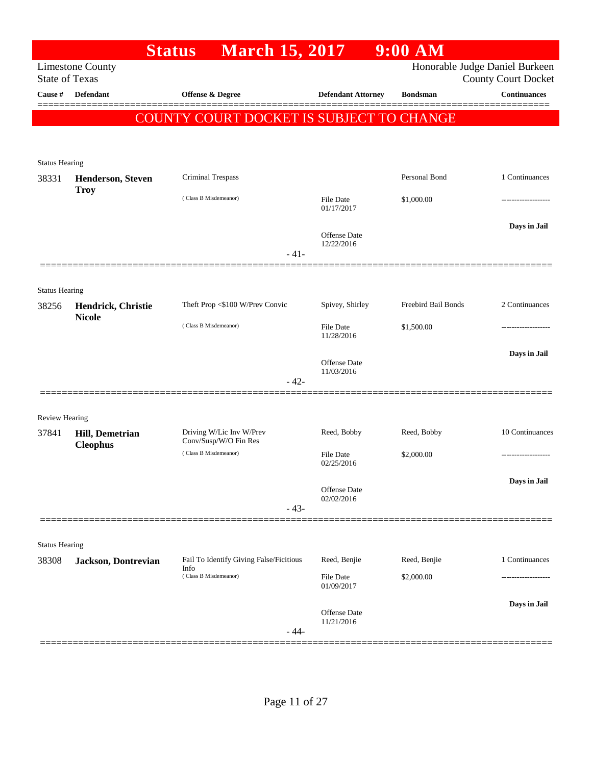# Status March 15, 2017 9:00 AM

Limestone County
State of Texas

Honorable Judge Daniel Burkeen
County Court Docket

**COUNTY COURT DOCKET IS SUBJECT TO CHANGE**

| Cause # | Defendant | Offense & Degree | Defendant Attorney | Bondsman | Continuances |
|---|---|---|---|---|---|
| **Status Hearing** | | | | | |
| 38331 | **Henderson, Steven Troy** | Criminal Trespass | | Personal Bond | 1 Continuances |
| | | (Class B Misdemeanor) | File Date 01/17/2017 | $1,000.00 | ------------------- |
| | | | Offense Date 12/22/2016 | | **Days in Jail** |
| | | - 41- | | | |
| **Status Hearing** | | | | | |
| 38256 | **Hendrick, Christie Nicole** | Theft Prop <$100 W/Prev Convic | Spivey, Shirley | Freebird Bail Bonds | 2 Continuances |
| | | (Class B Misdemeanor) | File Date 11/28/2016 | $1,500.00 | ------------------- |
| | | | Offense Date 11/03/2016 | | **Days in Jail** |
| | | - 42- | | | |
| **Review Hearing** | | | | | |
| 37841 | **Hill, Demetrian Cleophus** | Driving W/Lic Inv W/Prev Conv/Susp/W/O Fin Res | Reed, Bobby | Reed, Bobby | 10 Continuances |
| | | (Class B Misdemeanor) | File Date 02/25/2016 | $2,000.00 | ------------------- |
| | | | Offense Date 02/02/2016 | | **Days in Jail** |
| | | - 43- | | | |
| **Status Hearing** | | | | | |
| 38308 | **Jackson, Dontrevian** | Fail To Identify Giving False/Ficitious Info | Reed, Benjie | Reed, Benjie | 1 Continuances |
| | | (Class B Misdemeanor) | File Date 01/09/2017 | $2,000.00 | ------------------- |
| | | | Offense Date 11/21/2016 | | **Days in Jail** |
| | | - 44- | | | |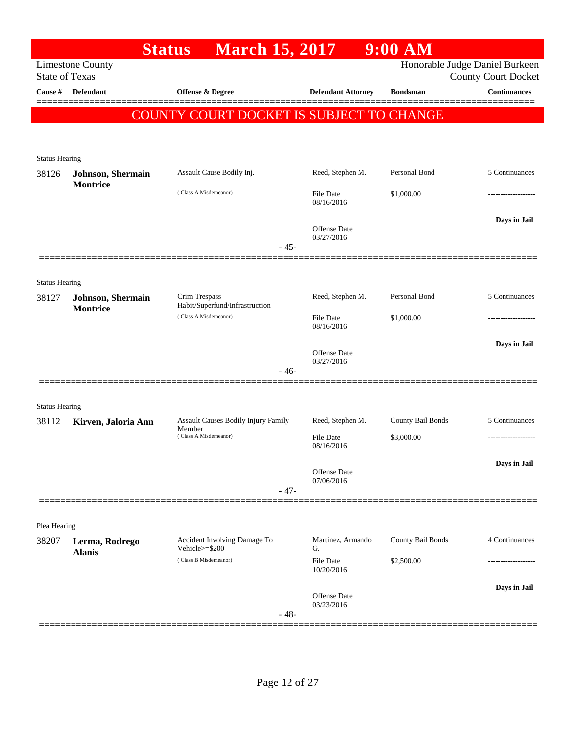# Status March 15, 2017 9:00 AM

Limestone County
State of Texas

Honorable Judge Daniel Burkeen
County Court Docket

| Cause # | Defendant | Offense & Degree | Defendant Attorney | Bondsman | Continuances |
|---|---|---|---|---|---|

**COUNTY COURT DOCKET IS SUBJECT TO CHANGE**

Status Hearing

| Cause # | Defendant | Offense & Degree | Defendant Attorney | Bondsman | Continuances |
|---|---|---|---|---|---|
| 38126 | **Johnson, Shermain Montrice** | Assault Cause Bodily Inj. (Class A Misdemeanor) | Reed, Stephen M. | Personal Bond | 5 Continuances |
| | | | File Date 08/16/2016 | $1,000.00 | ------------------- |
| | | | Offense Date 03/27/2016 | | **Days in Jail** |

- 45-

Status Hearing

| Cause # | Defendant | Offense & Degree | Defendant Attorney | Bondsman | Continuances |
|---|---|---|---|---|---|
| 38127 | **Johnson, Shermain Montrice** | Crim Trespass Habit/Superfund/Infrastruction (Class A Misdemeanor) | Reed, Stephen M. | Personal Bond | 5 Continuances |
| | | | File Date 08/16/2016 | $1,000.00 | ------------------- |
| | | | Offense Date 03/27/2016 | | **Days in Jail** |

- 46-

Status Hearing

| Cause # | Defendant | Offense & Degree | Defendant Attorney | Bondsman | Continuances |
|---|---|---|---|---|---|
| 38112 | **Kirven, Jaloria Ann** | Assault Causes Bodily Injury Family Member (Class A Misdemeanor) | Reed, Stephen M. | County Bail Bonds | 5 Continuances |
| | | | File Date 08/16/2016 | $3,000.00 | ------------------- |
| | | | Offense Date 07/06/2016 | | **Days in Jail** |

- 47-

Plea Hearing

| Cause # | Defendant | Offense & Degree | Defendant Attorney | Bondsman | Continuances |
|---|---|---|---|---|---|
| 38207 | **Lerma, Rodrego Alanis** | Accident Involving Damage To Vehicle>=$200 (Class B Misdemeanor) | Martinez, Armando G. | County Bail Bonds | 4 Continuances |
| | | | File Date 10/20/2016 | $2,500.00 | ------------------- |
| | | | Offense Date 03/23/2016 | | **Days in Jail** |

- 48-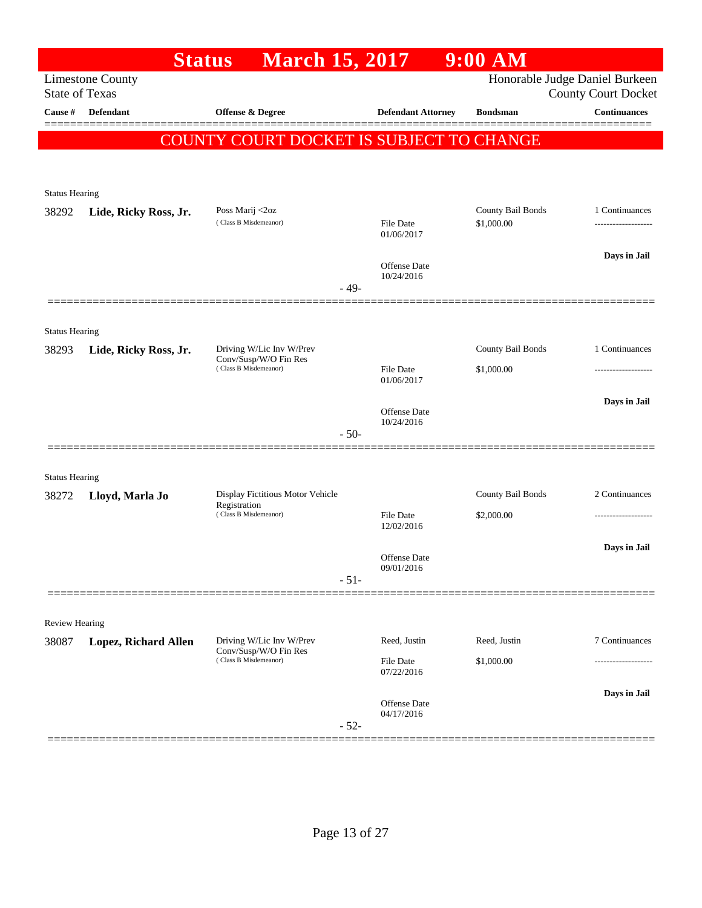# Status March 15, 2017 9:00 AM

Limestone County
State of Texas

Honorable Judge Daniel Burkeen
County Court Docket

| Cause # | Defendant | Offense & Degree | Defendant Attorney | Bondsman | Continuances |
|---|---|---|---|---|---|

**COUNTY COURT DOCKET IS SUBJECT TO CHANGE**

---

Status Hearing

| Cause # | Defendant | Offense & Degree | Defendant Attorney | Bondsman | Continuances |
|---|---|---|---|---|---|
| 38292 | **Lide, Ricky Ross, Jr.** | Poss Marij <2oz (Class B Misdemeanor) | File Date 01/06/2017 | County Bail Bonds $1,000.00 | 1 Continuances |
| | | | Offense Date 10/24/2016 | | Days in Jail |

- 49-

---

Status Hearing

| Cause # | Defendant | Offense & Degree | Defendant Attorney | Bondsman | Continuances |
|---|---|---|---|---|---|
| 38293 | **Lide, Ricky Ross, Jr.** | Driving W/Lic Inv W/Prev Conv/Susp/W/O Fin Res (Class B Misdemeanor) | File Date 01/06/2017 | County Bail Bonds $1,000.00 | 1 Continuances |
| | | | Offense Date 10/24/2016 | | Days in Jail |

- 50-

---

Status Hearing

| Cause # | Defendant | Offense & Degree | Defendant Attorney | Bondsman | Continuances |
|---|---|---|---|---|---|
| 38272 | **Lloyd, Marla Jo** | Display Fictitious Motor Vehicle Registration (Class B Misdemeanor) | File Date 12/02/2016 | County Bail Bonds $2,000.00 | 2 Continuances |
| | | | Offense Date 09/01/2016 | | Days in Jail |

- 51-

---

Review Hearing

| Cause # | Defendant | Offense & Degree | Defendant Attorney | Bondsman | Continuances |
|---|---|---|---|---|---|
| 38087 | **Lopez, Richard Allen** | Driving W/Lic Inv W/Prev Conv/Susp/W/O Fin Res (Class B Misdemeanor) | Reed, Justin<br>File Date 07/22/2016 | Reed, Justin $1,000.00 | 7 Continuances |
| | | | Offense Date 04/17/2016 | | Days in Jail |

- 52-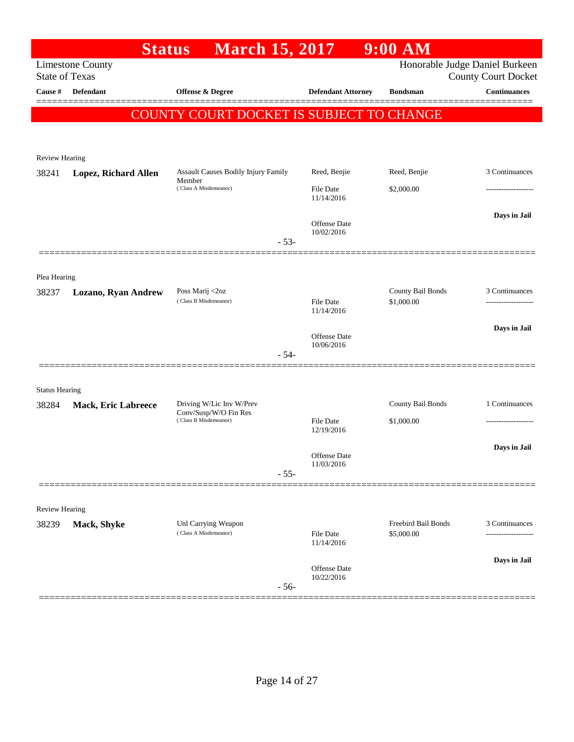# Status March 15, 2017 9:00 AM

Limestone County
State of Texas

Honorable Judge Daniel Burkeen
County Court Docket

| Cause # | Defendant | Offense & Degree | Defendant Attorney | Bondsman | Continuances |
|---|---|---|---|---|---|

**COUNTY COURT DOCKET IS SUBJECT TO CHANGE**

---

Review Hearing

| Cause # | Defendant | Offense & Degree | Defendant Attorney | Bondsman | Continuances |
|---|---|---|---|---|---|
| 38241 | **Lopez, Richard Allen** | Assault Causes Bodily Injury Family Member (Class A Misdemeanor) | Reed, Benjie | Reed, Benjie | 3 Continuances |
| | | | File Date 11/14/2016 | $2,000.00 | ------------------- |
| | | | Offense Date 10/02/2016 | | Days in Jail |

- 53-

---

Plea Hearing

| Cause # | Defendant | Offense & Degree | Defendant Attorney | Bondsman | Continuances |
|---|---|---|---|---|---|
| 38237 | **Lozano, Ryan Andrew** | Poss Marij <2oz (Class B Misdemeanor) | | County Bail Bonds | 3 Continuances |
| | | | File Date 11/14/2016 | $1,000.00 | ------------------- |
| | | | Offense Date 10/06/2016 | | Days in Jail |

- 54-

---

Status Hearing

| Cause # | Defendant | Offense & Degree | Defendant Attorney | Bondsman | Continuances |
|---|---|---|---|---|---|
| 38284 | **Mack, Eric Labreece** | Driving W/Lic Inv W/Prev Conv/Susp/W/O Fin Res (Class B Misdemeanor) | | County Bail Bonds | 1 Continuances |
| | | | File Date 12/19/2016 | $1,000.00 | ------------------- |
| | | | Offense Date 11/03/2016 | | Days in Jail |

- 55-

---

Review Hearing

| Cause # | Defendant | Offense & Degree | Defendant Attorney | Bondsman | Continuances |
|---|---|---|---|---|---|
| 38239 | **Mack, Shyke** | Unl Carrying Weapon (Class A Misdemeanor) | | Freebird Bail Bonds | 3 Continuances |
| | | | File Date 11/14/2016 | $5,000.00 | ------------------- |
| | | | Offense Date 10/22/2016 | | Days in Jail |

- 56-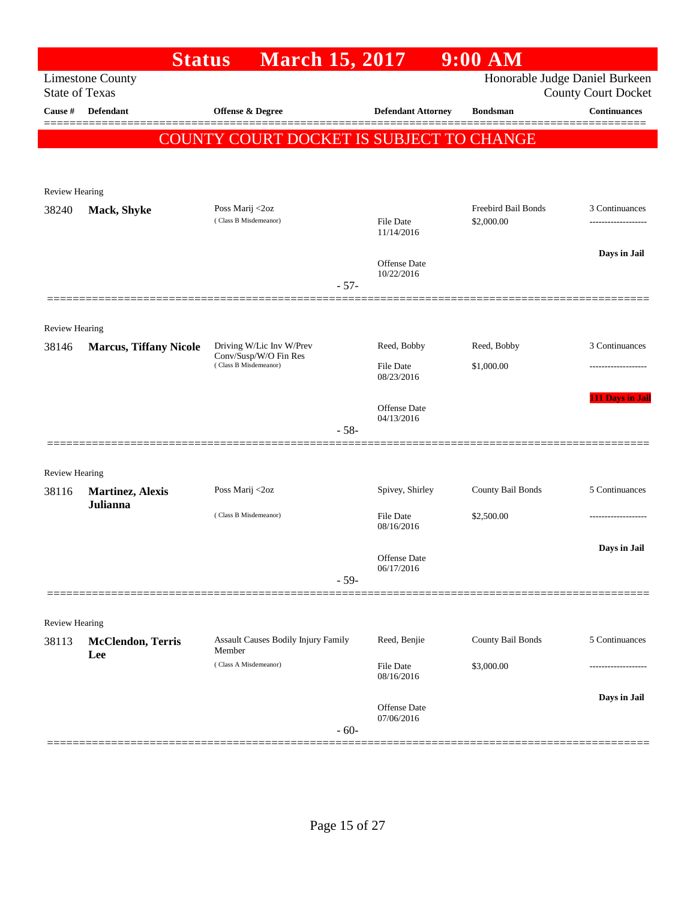# Status March 15, 2017 9:00 AM

Limestone County
State of Texas

Honorable Judge Daniel Burkeen
County Court Docket

| Cause # | Defendant | Offense & Degree | Defendant Attorney | Bondsman | Continuances |
|---|---|---|---|---|---|

**COUNTY COURT DOCKET IS SUBJECT TO CHANGE**

Review Hearing

| Cause # | Defendant | Offense & Degree | Defendant Attorney | Bondsman | Continuances |
|---|---|---|---|---|---|
| 38240 | **Mack, Shyke** | Poss Marij <2oz (Class B Misdemeanor) | File Date 11/14/2016<br>Offense Date 10/22/2016 | Freebird Bail Bonds<br>$2,000.00 | 3 Continuances<br>-------------------<br>Days in Jail |

- 57-

Review Hearing

| Cause # | Defendant | Offense & Degree | Defendant Attorney | Bondsman | Continuances |
|---|---|---|---|---|---|
| 38146 | **Marcus, Tiffany Nicole** | Driving W/Lic Inv W/Prev Conv/Susp/W/O Fin Res (Class B Misdemeanor) | Reed, Bobby<br>File Date 08/23/2016<br>Offense Date 04/13/2016 | Reed, Bobby<br>$1,000.00 | 3 Continuances<br>-------------------<br>111 Days in Jail |

- 58-

Review Hearing

| Cause # | Defendant | Offense & Degree | Defendant Attorney | Bondsman | Continuances |
|---|---|---|---|---|---|
| 38116 | **Martinez, Alexis Julianna** | Poss Marij <2oz (Class B Misdemeanor) | Spivey, Shirley<br>File Date 08/16/2016<br>Offense Date 06/17/2016 | County Bail Bonds<br>$2,500.00 | 5 Continuances<br>-------------------<br>Days in Jail |

- 59-

Review Hearing

| Cause # | Defendant | Offense & Degree | Defendant Attorney | Bondsman | Continuances |
|---|---|---|---|---|---|
| 38113 | **McClendon, Terris Lee** | Assault Causes Bodily Injury Family Member (Class A Misdemeanor) | Reed, Benjie<br>File Date 08/16/2016<br>Offense Date 07/06/2016 | County Bail Bonds<br>$3,000.00 | 5 Continuances<br>-------------------<br>Days in Jail |

- 60-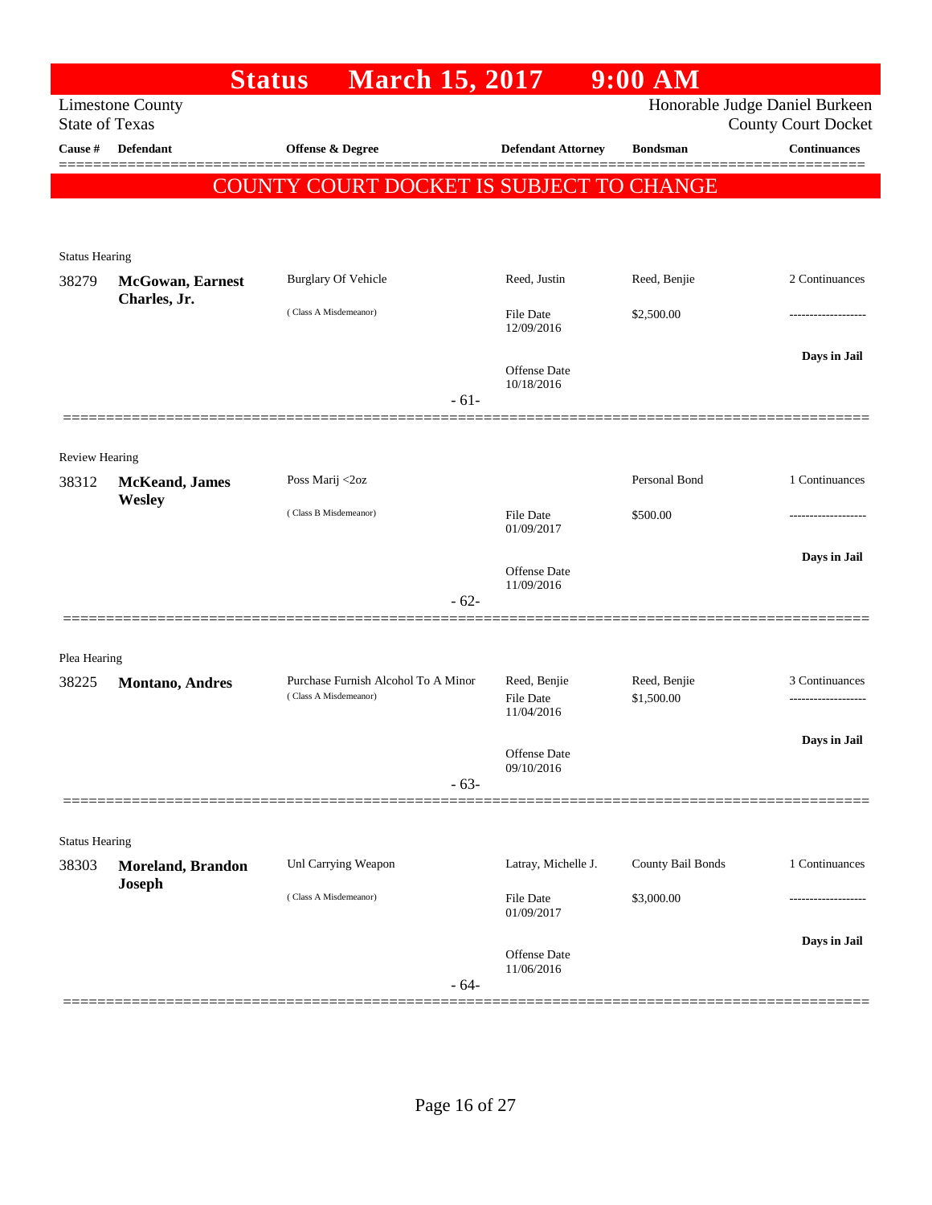# Status March 15, 2017 9:00 AM

Limestone County
State of Texas

Honorable Judge Daniel Burkeen
County Court Docket

| Cause # | Defendant | Offense & Degree | Defendant Attorney | Bondsman | Continuances |
|---|---|---|---|---|---|

**COUNTY COURT DOCKET IS SUBJECT TO CHANGE**

---

Status Hearing

| Cause # | Defendant | Offense & Degree | Defendant Attorney | Bondsman | Continuances |
|---|---|---|---|---|---|
| 38279 | **McGowan, Earnest Charles, Jr.** | Burglary Of Vehicle | Reed, Justin | Reed, Benjie | 2 Continuances |
| | | (Class A Misdemeanor) | File Date 12/09/2016 | $2,500.00 | ------------------- |
| | | | Offense Date 10/18/2016 | | **Days in Jail** |

- 61-

---

Review Hearing

| Cause # | Defendant | Offense & Degree | Defendant Attorney | Bondsman | Continuances |
|---|---|---|---|---|---|
| 38312 | **McKeand, James Wesley** | Poss Marij <2oz | | Personal Bond | 1 Continuances |
| | | (Class B Misdemeanor) | File Date 01/09/2017 | $500.00 | ------------------- |
| | | | Offense Date 11/09/2016 | | **Days in Jail** |

- 62-

---

Plea Hearing

| Cause # | Defendant | Offense & Degree | Defendant Attorney | Bondsman | Continuances |
|---|---|---|---|---|---|
| 38225 | **Montano, Andres** | Purchase Furnish Alcohol To A Minor | Reed, Benjie | Reed, Benjie | 3 Continuances |
| | | (Class A Misdemeanor) | File Date 11/04/2016 | $1,500.00 | ------------------- |
| | | | Offense Date 09/10/2016 | | **Days in Jail** |

- 63-

---

Status Hearing

| Cause # | Defendant | Offense & Degree | Defendant Attorney | Bondsman | Continuances |
|---|---|---|---|---|---|
| 38303 | **Moreland, Brandon Joseph** | Unl Carrying Weapon | Latray, Michelle J. | County Bail Bonds | 1 Continuances |
| | | (Class A Misdemeanor) | File Date 01/09/2017 | $3,000.00 | ------------------- |
| | | | Offense Date 11/06/2016 | | **Days in Jail** |

- 64-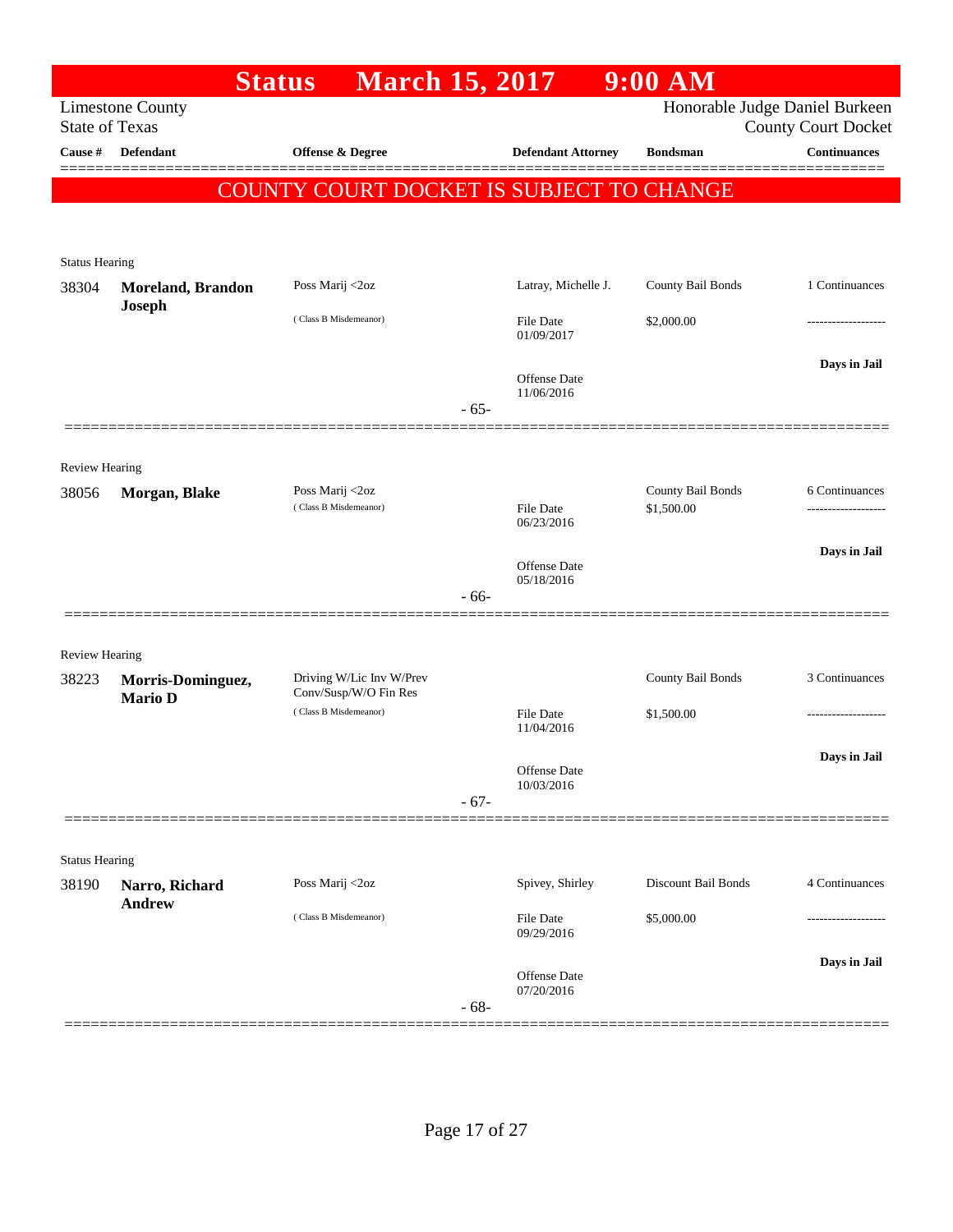# Status March 15, 2017 9:00 AM

Limestone County
State of Texas

Honorable Judge Daniel Burkeen
County Court Docket

| Cause # | Defendant | Offense & Degree | Defendant Attorney | Bondsman | Continuances |
|---|---|---|---|---|---|

**COUNTY COURT DOCKET IS SUBJECT TO CHANGE**

---

Status Hearing

| Cause # | Defendant | Offense & Degree | Defendant Attorney | Bondsman | Continuances |
|---|---|---|---|---|---|
| 38304 | **Moreland, Brandon Joseph** | Poss Marij <2oz (Class B Misdemeanor) | Latray, Michelle J. | County Bail Bonds | 1 Continuances |
| | | | File Date 01/09/2017 | $2,000.00 | ------------------- |
| | | | Offense Date 11/06/2016 | | Days in Jail |

- 65-

---

Review Hearing

| Cause # | Defendant | Offense & Degree | Defendant Attorney | Bondsman | Continuances |
|---|---|---|---|---|---|
| 38056 | **Morgan, Blake** | Poss Marij <2oz (Class B Misdemeanor) | | County Bail Bonds | 6 Continuances |
| | | | File Date 06/23/2016 | $1,500.00 | ------------------- |
| | | | Offense Date 05/18/2016 | | Days in Jail |

- 66-

---

Review Hearing

| Cause # | Defendant | Offense & Degree | Defendant Attorney | Bondsman | Continuances |
|---|---|---|---|---|---|
| 38223 | **Morris-Dominguez, Mario D** | Driving W/Lic Inv W/Prev Conv/Susp/W/O Fin Res (Class B Misdemeanor) | | County Bail Bonds | 3 Continuances |
| | | | File Date 11/04/2016 | $1,500.00 | ------------------- |
| | | | Offense Date 10/03/2016 | | Days in Jail |

- 67-

---

Status Hearing

| Cause # | Defendant | Offense & Degree | Defendant Attorney | Bondsman | Continuances |
|---|---|---|---|---|---|
| 38190 | **Narro, Richard Andrew** | Poss Marij <2oz (Class B Misdemeanor) | Spivey, Shirley | Discount Bail Bonds | 4 Continuances |
| | | | File Date 09/29/2016 | $5,000.00 | ------------------- |
| | | | Offense Date 07/20/2016 | | Days in Jail |

- 68-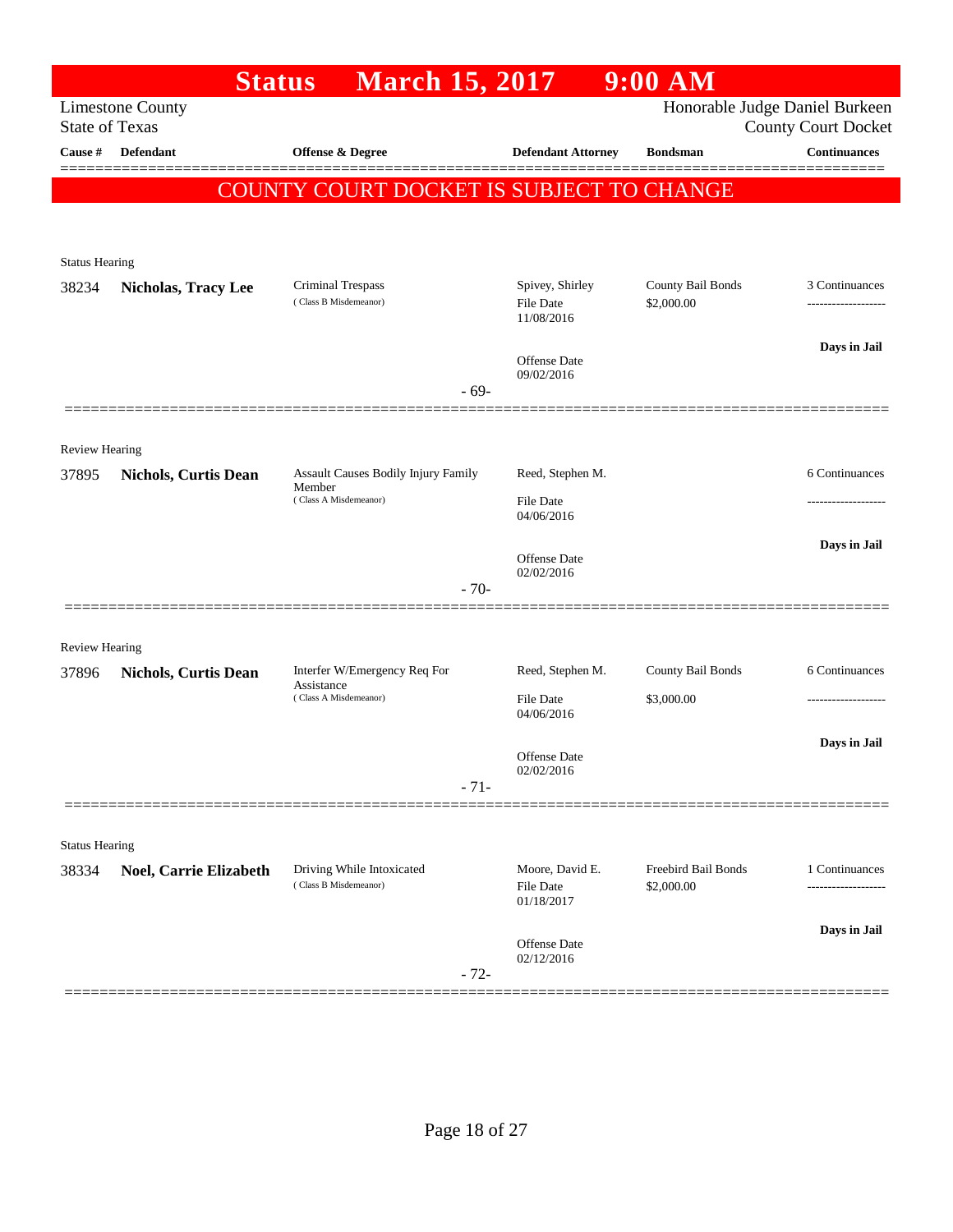# Status March 15, 2017 9:00 AM

Limestone County
State of Texas

Honorable Judge Daniel Burkeen
County Court Docket

**COUNTY COURT DOCKET IS SUBJECT TO CHANGE**

| Cause # | Defendant | Offense & Degree | Defendant Attorney | Bondsman | Continuances |
|---|---|---|---|---|---|
| Status Hearing | | | | | |
| 38234 | **Nicholas, Tracy Lee** | Criminal Trespass (Class B Misdemeanor) | Spivey, Shirley<br>File Date 11/08/2016<br>Offense Date 09/02/2016 | County Bail Bonds<br>$2,000.00 | 3 Continuances<br>Days in Jail |
| | | - 69- | | | |
| Review Hearing | | | | | |
| 37895 | **Nichols, Curtis Dean** | Assault Causes Bodily Injury Family Member (Class A Misdemeanor) | Reed, Stephen M.<br>File Date 04/06/2016<br>Offense Date 02/02/2016 | | 6 Continuances<br>Days in Jail |
| | | - 70- | | | |
| Review Hearing | | | | | |
| 37896 | **Nichols, Curtis Dean** | Interfer W/Emergency Req For Assistance (Class A Misdemeanor) | Reed, Stephen M.<br>File Date 04/06/2016<br>Offense Date 02/02/2016 | County Bail Bonds<br>$3,000.00 | 6 Continuances<br>Days in Jail |
| | | - 71- | | | |
| Status Hearing | | | | | |
| 38334 | **Noel, Carrie Elizabeth** | Driving While Intoxicated (Class B Misdemeanor) | Moore, David E.<br>File Date 01/18/2017<br>Offense Date 02/12/2016 | Freebird Bail Bonds<br>$2,000.00 | 1 Continuances<br>Days in Jail |
| | | - 72- | | | |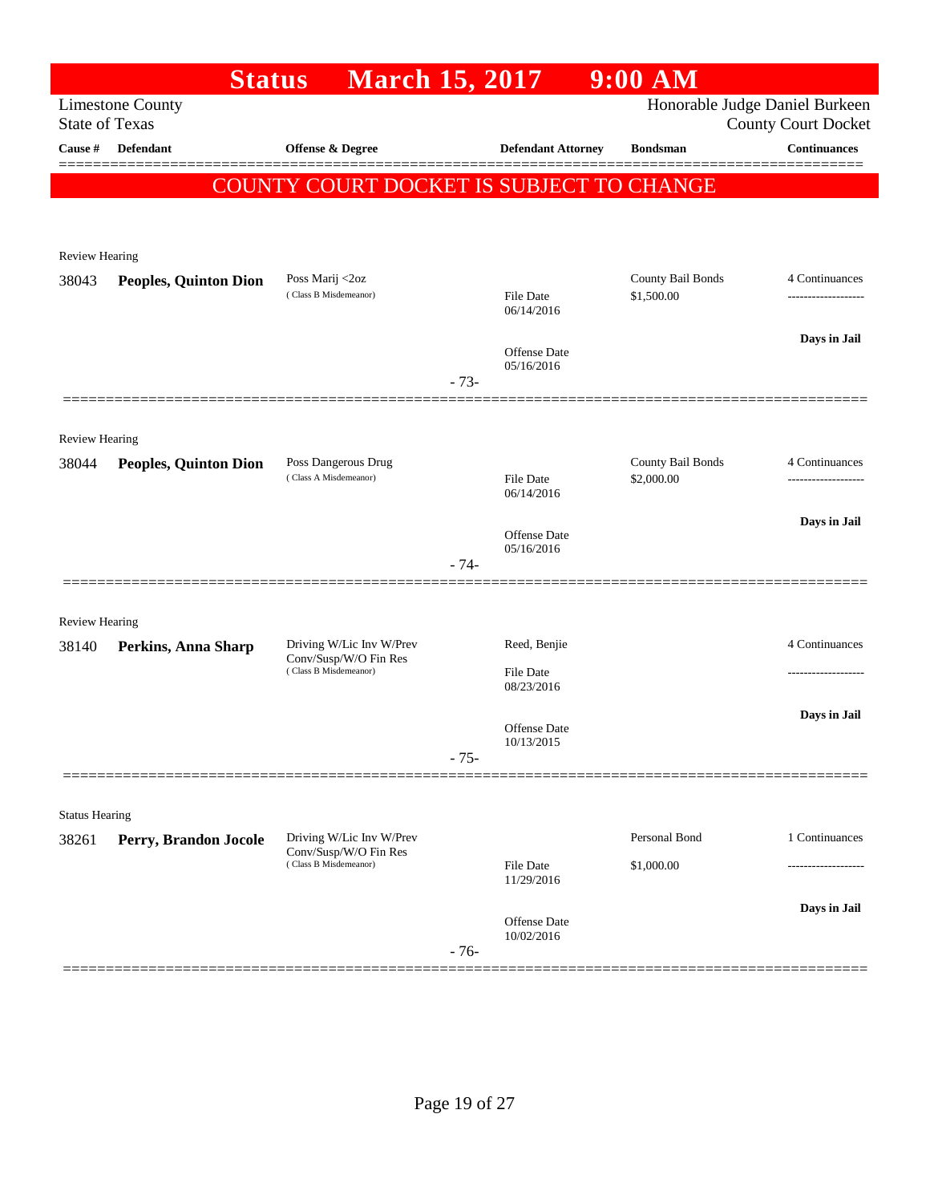# Status March 15, 2017 9:00 AM

Limestone County
State of Texas

Honorable Judge Daniel Burkeen
County Court Docket

| Cause # | Defendant | Offense & Degree | Defendant Attorney | Bondsman | Continuances |
|---|---|---|---|---|---|

**COUNTY COURT DOCKET IS SUBJECT TO CHANGE**

---

Review Hearing

| Cause # | Defendant | Offense & Degree | Defendant Attorney | Bondsman | Continuances |
|---|---|---|---|---|---|
| 38043 | **Peoples, Quinton Dion** | Poss Marij <2oz (Class B Misdemeanor) | File Date 06/14/2016<br>Offense Date 05/16/2016 | County Bail Bonds<br>$1,500.00 | 4 Continuances<br>**Days in Jail** |

- 73-

---

Review Hearing

| Cause # | Defendant | Offense & Degree | Defendant Attorney | Bondsman | Continuances |
|---|---|---|---|---|---|
| 38044 | **Peoples, Quinton Dion** | Poss Dangerous Drug (Class A Misdemeanor) | File Date 06/14/2016<br>Offense Date 05/16/2016 | County Bail Bonds<br>$2,000.00 | 4 Continuances<br>**Days in Jail** |

- 74-

---

Review Hearing

| Cause # | Defendant | Offense & Degree | Defendant Attorney | Bondsman | Continuances |
|---|---|---|---|---|---|
| 38140 | **Perkins, Anna Sharp** | Driving W/Lic Inv W/Prev Conv/Susp/W/O Fin Res (Class B Misdemeanor) | Reed, Benjie<br>File Date 08/23/2016<br>Offense Date 10/13/2015 | | 4 Continuances<br>**Days in Jail** |

- 75-

---

Status Hearing

| Cause # | Defendant | Offense & Degree | Defendant Attorney | Bondsman | Continuances |
|---|---|---|---|---|---|
| 38261 | **Perry, Brandon Jocole** | Driving W/Lic Inv W/Prev Conv/Susp/W/O Fin Res (Class B Misdemeanor) | File Date 11/29/2016<br>Offense Date 10/02/2016 | Personal Bond<br>$1,000.00 | 1 Continuances<br>**Days in Jail** |

- 76-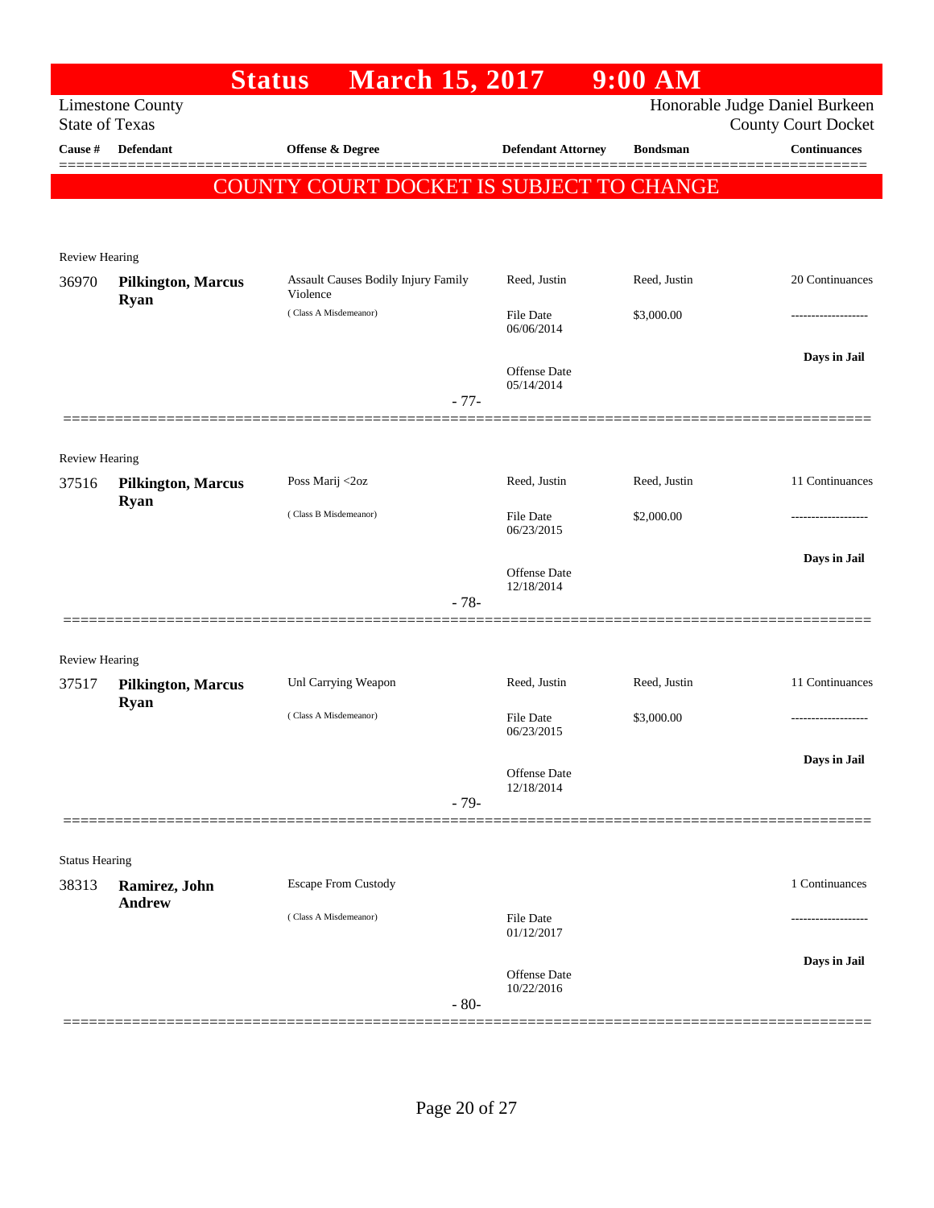# Status March 15, 2017 9:00 AM

Limestone County
State of Texas

Honorable Judge Daniel Burkeen
County Court Docket

| Cause # | Defendant | Offense & Degree | Defendant Attorney | Bondsman | Continuances |
|---|---|---|---|---|---|

**COUNTY COURT DOCKET IS SUBJECT TO CHANGE**

Review Hearing

| Cause # | Defendant | Offense & Degree | Defendant Attorney | Bondsman | Continuances |
|---|---|---|---|---|---|
| 36970 | **Pilkington, Marcus Ryan** | Assault Causes Bodily Injury Family Violence | Reed, Justin | Reed, Justin | 20 Continuances |
| | | (Class A Misdemeanor) | File Date 06/06/2014 | $3,000.00 | ------------------- |
| | | | Offense Date 05/14/2014 | | **Days in Jail** |

- 77-

Review Hearing

| Cause # | Defendant | Offense & Degree | Defendant Attorney | Bondsman | Continuances |
|---|---|---|---|---|---|
| 37516 | **Pilkington, Marcus Ryan** | Poss Marij <2oz | Reed, Justin | Reed, Justin | 11 Continuances |
| | | (Class B Misdemeanor) | File Date 06/23/2015 | $2,000.00 | ------------------- |
| | | | Offense Date 12/18/2014 | | **Days in Jail** |

- 78-

Review Hearing

| Cause # | Defendant | Offense & Degree | Defendant Attorney | Bondsman | Continuances |
|---|---|---|---|---|---|
| 37517 | **Pilkington, Marcus Ryan** | Unl Carrying Weapon | Reed, Justin | Reed, Justin | 11 Continuances |
| | | (Class A Misdemeanor) | File Date 06/23/2015 | $3,000.00 | ------------------- |
| | | | Offense Date 12/18/2014 | | **Days in Jail** |

- 79-

Status Hearing

| Cause # | Defendant | Offense & Degree | Defendant Attorney | Bondsman | Continuances |
|---|---|---|---|---|---|
| 38313 | **Ramirez, John Andrew** | Escape From Custody | | | 1 Continuances |
| | | (Class A Misdemeanor) | File Date 01/12/2017 | | ------------------- |
| | | | Offense Date 10/22/2016 | | **Days in Jail** |

- 80-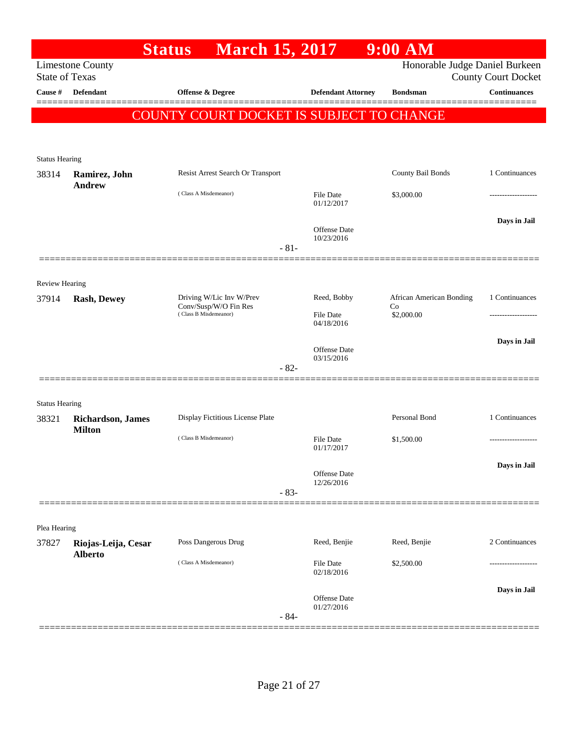# Status March 15, 2017 9:00 AM

Limestone County
State of Texas

Honorable Judge Daniel Burkeen
County Court Docket

| Cause # | Defendant | Offense & Degree | Defendant Attorney | Bondsman | Continuances |
|---|---|---|---|---|---|

**COUNTY COURT DOCKET IS SUBJECT TO CHANGE**

Status Hearing

| Cause # | Defendant | Offense & Degree | Defendant Attorney | Bondsman | Continuances |
|---|---|---|---|---|---|
| 38314 | **Ramirez, John Andrew** | Resist Arrest Search Or Transport | | County Bail Bonds | 1 Continuances |
| | | (Class A Misdemeanor) | File Date 01/12/2017 | $3,000.00 | ------------------- |
| | | | Offense Date 10/23/2016 | | **Days in Jail** |

-81-

Review Hearing

| Cause # | Defendant | Offense & Degree | Defendant Attorney | Bondsman | Continuances |
|---|---|---|---|---|---|
| 37914 | **Rash, Dewey** | Driving W/Lic Inv W/Prev Conv/Susp/W/O Fin Res | Reed, Bobby | African American Bonding Co | 1 Continuances |
| | | (Class B Misdemeanor) | File Date 04/18/2016 | $2,000.00 | ------------------- |
| | | | Offense Date 03/15/2016 | | **Days in Jail** |

-82-

Status Hearing

| Cause # | Defendant | Offense & Degree | Defendant Attorney | Bondsman | Continuances |
|---|---|---|---|---|---|
| 38321 | **Richardson, James Milton** | Display Fictitious License Plate | | Personal Bond | 1 Continuances |
| | | (Class B Misdemeanor) | File Date 01/17/2017 | $1,500.00 | ------------------- |
| | | | Offense Date 12/26/2016 | | **Days in Jail** |

-83-

Plea Hearing

| Cause # | Defendant | Offense & Degree | Defendant Attorney | Bondsman | Continuances |
|---|---|---|---|---|---|
| 37827 | **Riojas-Leija, Cesar Alberto** | Poss Dangerous Drug | Reed, Benjie | Reed, Benjie | 2 Continuances |
| | | (Class A Misdemeanor) | File Date 02/18/2016 | $2,500.00 | ------------------- |
| | | | Offense Date 01/27/2016 | | **Days in Jail** |

-84-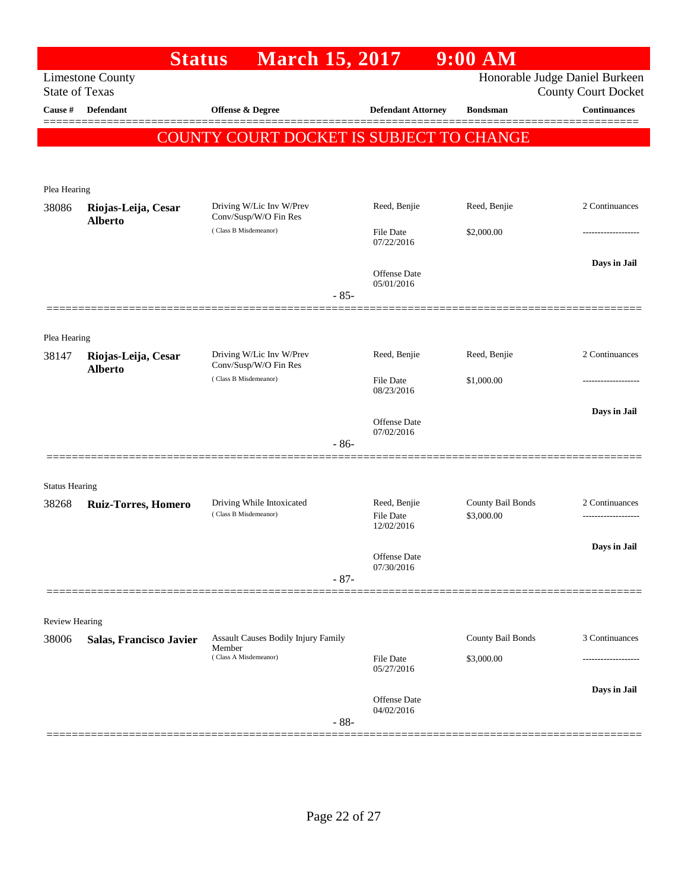# Status March 15, 2017 9:00 AM

Limestone County
State of Texas

Honorable Judge Daniel Burkeen
County Court Docket

| Cause # | Defendant | Offense & Degree | Defendant Attorney | Bondsman | Continuances |
|---|---|---|---|---|---|

**COUNTY COURT DOCKET IS SUBJECT TO CHANGE**

---

Plea Hearing

| Cause # | Defendant | Offense & Degree | Defendant Attorney | Bondsman | Continuances |
|---|---|---|---|---|---|
| 38086 | **Riojas-Leija, Cesar Alberto** | Driving W/Lic Inv W/Prev Conv/Susp/W/O Fin Res (Class B Misdemeanor) | Reed, Benjie | Reed, Benjie | 2 Continuances |
| | | | File Date 07/22/2016 | $2,000.00 | ------------------- |
| | | | Offense Date 05/01/2016 | | **Days in Jail** |

- 85-

---

Plea Hearing

| Cause # | Defendant | Offense & Degree | Defendant Attorney | Bondsman | Continuances |
|---|---|---|---|---|---|
| 38147 | **Riojas-Leija, Cesar Alberto** | Driving W/Lic Inv W/Prev Conv/Susp/W/O Fin Res (Class B Misdemeanor) | Reed, Benjie | Reed, Benjie | 2 Continuances |
| | | | File Date 08/23/2016 | $1,000.00 | ------------------- |
| | | | Offense Date 07/02/2016 | | **Days in Jail** |

- 86-

---

Status Hearing

| Cause # | Defendant | Offense & Degree | Defendant Attorney | Bondsman | Continuances |
|---|---|---|---|---|---|
| 38268 | **Ruiz-Torres, Homero** | Driving While Intoxicated (Class B Misdemeanor) | Reed, Benjie | County Bail Bonds | 2 Continuances |
| | | | File Date 12/02/2016 | $3,000.00 | ------------------- |
| | | | Offense Date 07/30/2016 | | **Days in Jail** |

- 87-

---

Review Hearing

| Cause # | Defendant | Offense & Degree | Defendant Attorney | Bondsman | Continuances |
|---|---|---|---|---|---|
| 38006 | **Salas, Francisco Javier** | Assault Causes Bodily Injury Family Member (Class A Misdemeanor) | | County Bail Bonds | 3 Continuances |
| | | | File Date 05/27/2016 | $3,000.00 | ------------------- |
| | | | Offense Date 04/02/2016 | | **Days in Jail** |

- 88-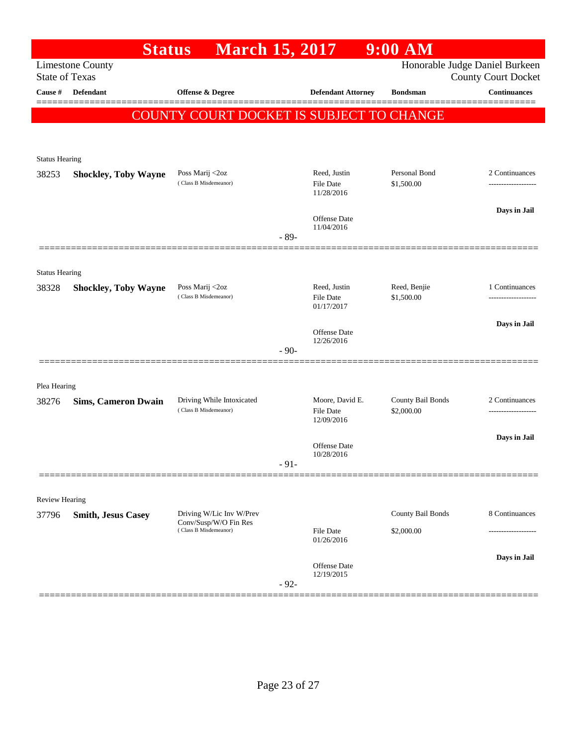# Status March 15, 2017 9:00 AM

Limestone County
State of Texas

Honorable Judge Daniel Burkeen
County Court Docket

| Cause # | Defendant | Offense & Degree | Defendant Attorney | Bondsman | Continuances |
|---|---|---|---|---|---|

**COUNTY COURT DOCKET IS SUBJECT TO CHANGE**

---

Status Hearing

| Cause # | Defendant | Offense & Degree | Defendant Attorney | Bondsman | Continuances |
|---|---|---|---|---|---|
| 38253 | **Shockley, Toby Wayne** | Poss Marij <2oz (Class B Misdemeanor) | Reed, Justin | Personal Bond | 2 Continuances |
| | | | File Date 11/28/2016 | $1,500.00 | ------------------- |
| | | | Offense Date 11/04/2016 | | **Days in Jail** |

- 89-

---

Status Hearing

| Cause # | Defendant | Offense & Degree | Defendant Attorney | Bondsman | Continuances |
|---|---|---|---|---|---|
| 38328 | **Shockley, Toby Wayne** | Poss Marij <2oz (Class B Misdemeanor) | Reed, Justin | Reed, Benjie | 1 Continuances |
| | | | File Date 01/17/2017 | $1,500.00 | ------------------- |
| | | | Offense Date 12/26/2016 | | **Days in Jail** |

- 90-

---

Plea Hearing

| Cause # | Defendant | Offense & Degree | Defendant Attorney | Bondsman | Continuances |
|---|---|---|---|---|---|
| 38276 | **Sims, Cameron Dwain** | Driving While Intoxicated (Class B Misdemeanor) | Moore, David E. | County Bail Bonds | 2 Continuances |
| | | | File Date 12/09/2016 | $2,000.00 | ------------------- |
| | | | Offense Date 10/28/2016 | | **Days in Jail** |

- 91-

---

Review Hearing

| Cause # | Defendant | Offense & Degree | Defendant Attorney | Bondsman | Continuances |
|---|---|---|---|---|---|
| 37796 | **Smith, Jesus Casey** | Driving W/Lic Inv W/Prev Conv/Susp/W/O Fin Res (Class B Misdemeanor) | | County Bail Bonds | 8 Continuances |
| | | | File Date 01/26/2016 | $2,000.00 | ------------------- |
| | | | Offense Date 12/19/2015 | | **Days in Jail** |

- 92-

---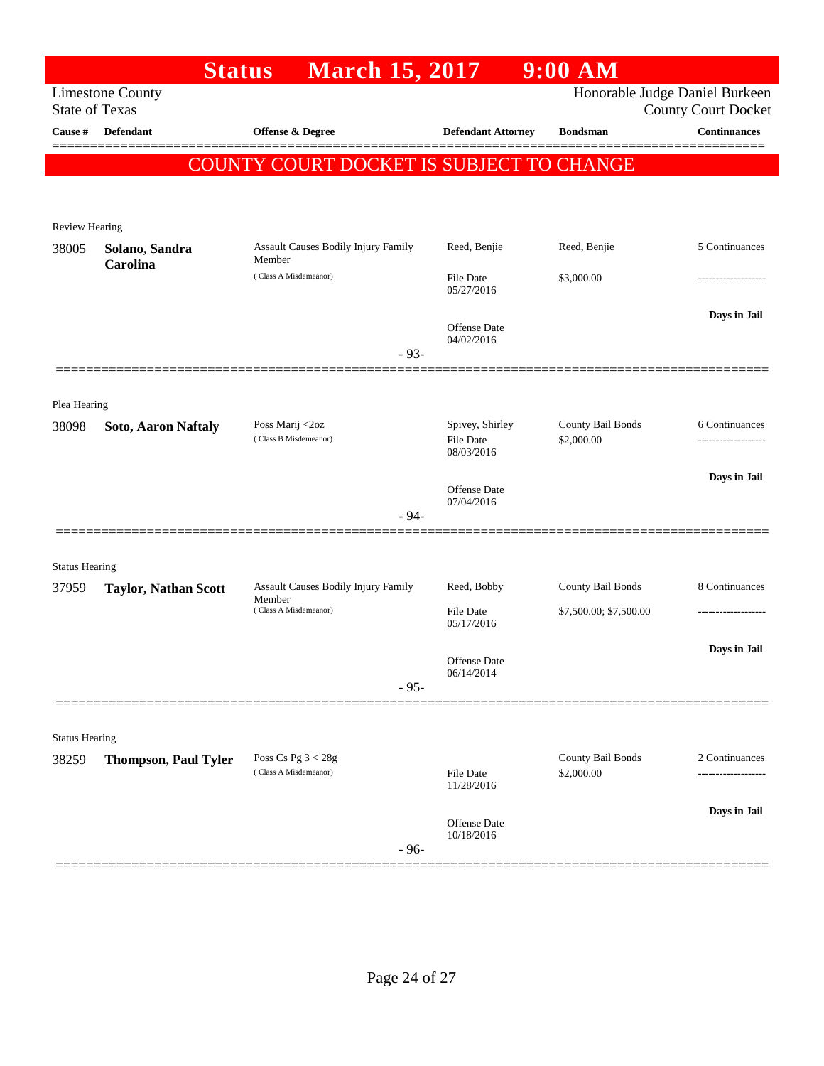# Status March 15, 2017 9:00 AM

Limestone County
State of Texas

Honorable Judge Daniel Burkeen
County Court Docket

| Cause # | Defendant | Offense & Degree | Defendant Attorney | Bondsman | Continuances |
|---|---|---|---|---|---|

**COUNTY COURT DOCKET IS SUBJECT TO CHANGE**

Review Hearing

| Cause # | Defendant | Offense & Degree | Defendant Attorney | Bondsman | Continuances |
|---|---|---|---|---|---|
| 38005 | **Solano, Sandra Carolina** | Assault Causes Bodily Injury Family Member (Class A Misdemeanor) | Reed, Benjie | Reed, Benjie | 5 Continuances |
| | | | File Date 05/27/2016 | $3,000.00 | ------------------- |
| | | | Offense Date 04/02/2016 | | Days in Jail |

- 93-

Plea Hearing

| Cause # | Defendant | Offense & Degree | Defendant Attorney | Bondsman | Continuances |
|---|---|---|---|---|---|
| 38098 | **Soto, Aaron Naftaly** | Poss Marij <2oz (Class B Misdemeanor) | Spivey, Shirley | County Bail Bonds | 6 Continuances |
| | | | File Date 08/03/2016 | $2,000.00 | ------------------- |
| | | | Offense Date 07/04/2016 | | Days in Jail |

- 94-

Status Hearing

| Cause # | Defendant | Offense & Degree | Defendant Attorney | Bondsman | Continuances |
|---|---|---|---|---|---|
| 37959 | **Taylor, Nathan Scott** | Assault Causes Bodily Injury Family Member (Class A Misdemeanor) | Reed, Bobby | County Bail Bonds | 8 Continuances |
| | | | File Date 05/17/2016 | $7,500.00; $7,500.00 | ------------------- |
| | | | Offense Date 06/14/2014 | | Days in Jail |

- 95-

Status Hearing

| Cause # | Defendant | Offense & Degree | Defendant Attorney | Bondsman | Continuances |
|---|---|---|---|---|---|
| 38259 | **Thompson, Paul Tyler** | Poss Cs Pg 3 < 28g (Class A Misdemeanor) | | County Bail Bonds | 2 Continuances |
| | | | File Date 11/28/2016 | $2,000.00 | ------------------- |
| | | | Offense Date 10/18/2016 | | Days in Jail |

- 96-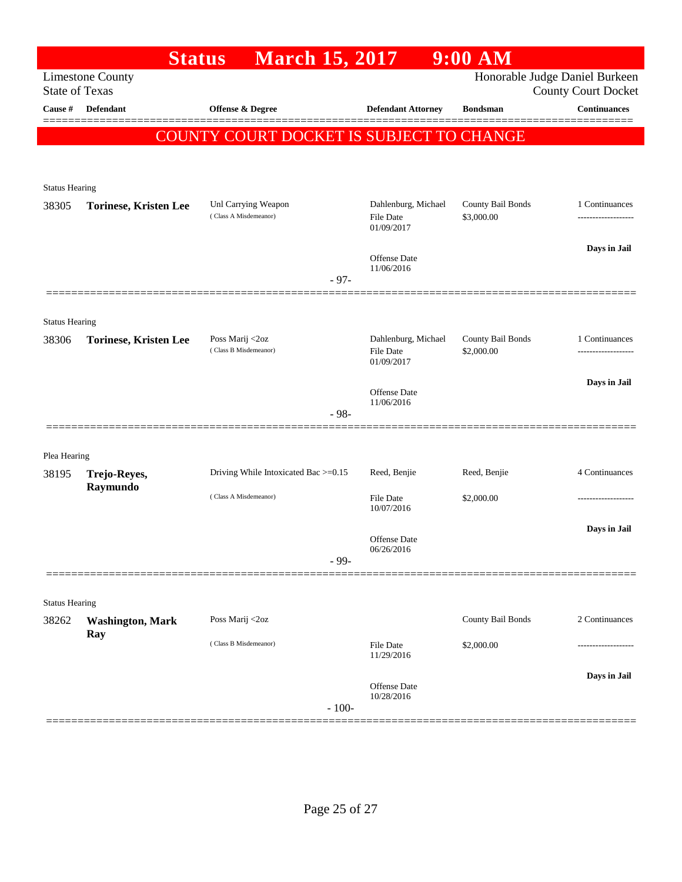# Status March 15, 2017 9:00 AM

Limestone County
State of Texas

Honorable Judge Daniel Burkeen
County Court Docket

| Cause # | Defendant | Offense & Degree | Defendant Attorney | Bondsman | Continuances |
|---|---|---|---|---|---|

**COUNTY COURT DOCKET IS SUBJECT TO CHANGE**

---

Status Hearing

| Cause # | Defendant | Offense & Degree | Defendant Attorney | Bondsman | Continuances |
|---|---|---|---|---|---|
| 38305 | **Torinese, Kristen Lee** | Unl Carrying Weapon (Class A Misdemeanor) | Dahlenburg, Michael<br>File Date 01/09/2017<br>Offense Date 11/06/2016 | County Bail Bonds<br>$3,000.00 | 1 Continuances<br>Days in Jail |

- 97-

---

Status Hearing

| Cause # | Defendant | Offense & Degree | Defendant Attorney | Bondsman | Continuances |
|---|---|---|---|---|---|
| 38306 | **Torinese, Kristen Lee** | Poss Marij <2oz (Class B Misdemeanor) | Dahlenburg, Michael<br>File Date 01/09/2017<br>Offense Date 11/06/2016 | County Bail Bonds<br>$2,000.00 | 1 Continuances<br>Days in Jail |

- 98-

---

Plea Hearing

| Cause # | Defendant | Offense & Degree | Defendant Attorney | Bondsman | Continuances |
|---|---|---|---|---|---|
| 38195 | **Trejo-Reyes, Raymundo** | Driving While Intoxicated Bac >=0.15 (Class A Misdemeanor) | Reed, Benjie<br>File Date 10/07/2016<br>Offense Date 06/26/2016 | Reed, Benjie<br>$2,000.00 | 4 Continuances<br>Days in Jail |

- 99-

---

Status Hearing

| Cause # | Defendant | Offense & Degree | Defendant Attorney | Bondsman | Continuances |
|---|---|---|---|---|---|
| 38262 | **Washington, Mark Ray** | Poss Marij <2oz (Class B Misdemeanor) | File Date 11/29/2016<br>Offense Date 10/28/2016 | County Bail Bonds<br>$2,000.00 | 2 Continuances<br>Days in Jail |

- 100-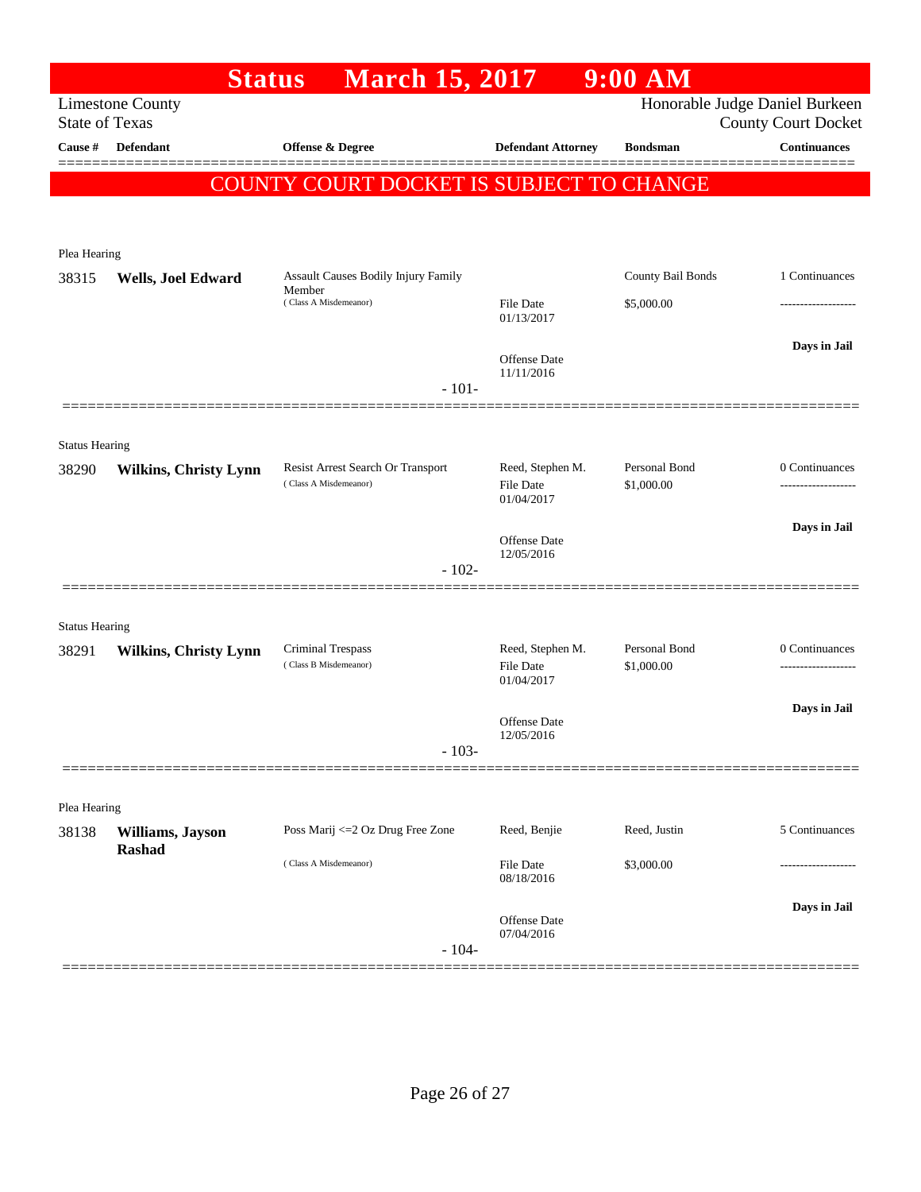# Status March 15, 2017 9:00 AM

Limestone County
State of Texas

Honorable Judge Daniel Burkeen
County Court Docket

| Cause # | Defendant | Offense & Degree | Defendant Attorney | Bondsman | Continuances |
|---|---|---|---|---|---|

**COUNTY COURT DOCKET IS SUBJECT TO CHANGE**

---

Plea Hearing

| Cause # | Defendant | Offense & Degree | Defendant Attorney | Bondsman | Continuances |
|---|---|---|---|---|---|
| 38315 | **Wells, Joel Edward** | Assault Causes Bodily Injury Family Member (Class A Misdemeanor) | File Date 01/13/2017<br>Offense Date 11/11/2016 | County Bail Bonds<br>$5,000.00 | 1 Continuances<br>-------------------<br>**Days in Jail** |

- 101-

---

Status Hearing

| Cause # | Defendant | Offense & Degree | Defendant Attorney | Bondsman | Continuances |
|---|---|---|---|---|---|
| 38290 | **Wilkins, Christy Lynn** | Resist Arrest Search Or Transport (Class A Misdemeanor) | Reed, Stephen M.<br>File Date 01/04/2017<br>Offense Date 12/05/2016 | Personal Bond<br>$1,000.00 | 0 Continuances<br>-------------------<br>**Days in Jail** |

- 102-

---

Status Hearing

| Cause # | Defendant | Offense & Degree | Defendant Attorney | Bondsman | Continuances |
|---|---|---|---|---|---|
| 38291 | **Wilkins, Christy Lynn** | Criminal Trespass (Class B Misdemeanor) | Reed, Stephen M.<br>File Date 01/04/2017<br>Offense Date 12/05/2016 | Personal Bond<br>$1,000.00 | 0 Continuances<br>-------------------<br>**Days in Jail** |

- 103-

---

Plea Hearing

| Cause # | Defendant | Offense & Degree | Defendant Attorney | Bondsman | Continuances |
|---|---|---|---|---|---|
| 38138 | **Williams, Jayson Rashad** | Poss Marij <=2 Oz Drug Free Zone (Class A Misdemeanor) | Reed, Benjie<br>File Date 08/18/2016<br>Offense Date 07/04/2016 | Reed, Justin<br>$3,000.00 | 5 Continuances<br>-------------------<br>**Days in Jail** |

- 104-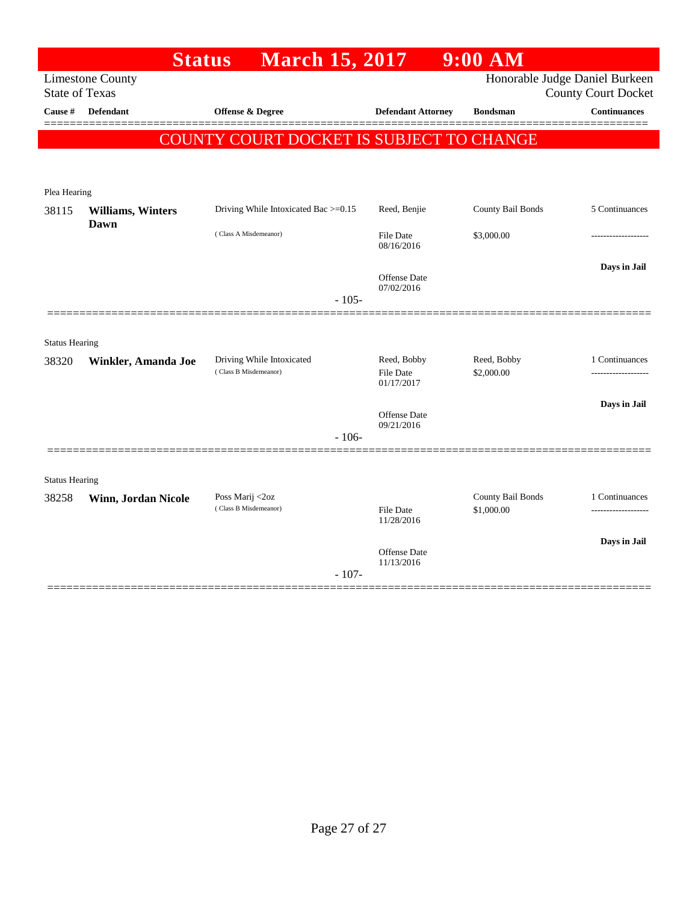# Status March 15, 2017 9:00 AM

Limestone County
State of Texas

Honorable Judge Daniel Burkeen
County Court Docket

| Cause # | Defendant | Offense & Degree | Defendant Attorney | Bondsman | Continuances |
|---|---|---|---|---|---|

**COUNTY COURT DOCKET IS SUBJECT TO CHANGE**

Plea Hearing

| Cause # | Defendant | Offense & Degree | Defendant Attorney | Bondsman | Continuances |
|---|---|---|---|---|---|
| 38115 | **Williams, Winters Dawn** | Driving While Intoxicated Bac >=0.15 (Class A Misdemeanor) | Reed, Benjie | County Bail Bonds | 5 Continuances |
| | | | File Date 08/16/2016 | $3,000.00 | ------------------- |
| | | | Offense Date 07/02/2016 | | **Days in Jail** |

- 105-

Status Hearing

| Cause # | Defendant | Offense & Degree | Defendant Attorney | Bondsman | Continuances |
|---|---|---|---|---|---|
| 38320 | **Winkler, Amanda Joe** | Driving While Intoxicated (Class B Misdemeanor) | Reed, Bobby | Reed, Bobby | 1 Continuances |
| | | | File Date 01/17/2017 | $2,000.00 | ------------------- |
| | | | Offense Date 09/21/2016 | | **Days in Jail** |

- 106-

Status Hearing

| Cause # | Defendant | Offense & Degree | Defendant Attorney | Bondsman | Continuances |
|---|---|---|---|---|---|
| 38258 | **Winn, Jordan Nicole** | Poss Marij <2oz (Class B Misdemeanor) | | County Bail Bonds | 1 Continuances |
| | | | File Date 11/28/2016 | $1,000.00 | ------------------- |
| | | | Offense Date 11/13/2016 | | **Days in Jail** |

- 107-